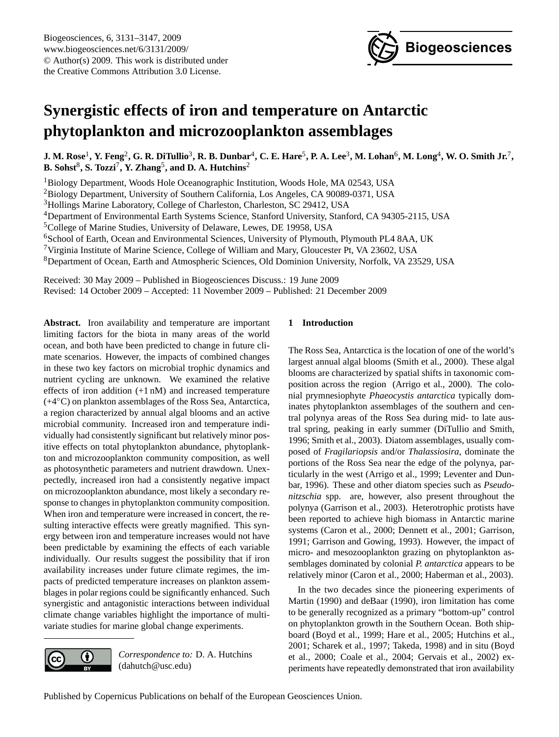# Synergistic effects of iron and temperature on Antarctic phytoplankton and microzooplankton assemblages

**J. M. Rose[1], Y. Feng[2], G. R. DiTullio[3], R. B. Dunbar[4], C. E. Hare[5], P. A. Lee[3], M. Lohan[6], M. Long[4], W. O. Smith Jr.[7], B. Sohst[8], S. Tozzi[7], Y. Zhang[5], and D. A. Hutchins[2]**

[1]Biology Department, Woods Hole Oceanographic Institution, Woods Hole, MA 02543, USA
[2]Biology Department, University of Southern California, Los Angeles, CA 90089-0371, USA
[3]Hollings Marine Laboratory, College of Charleston, Charleston, SC 29412, USA
[4]Department of Environmental Earth Systems Science, Stanford University, Stanford, CA 94305-2115, USA
[5]College of Marine Studies, University of Delaware, Lewes, DE 19958, USA
[6]School of Earth, Ocean and Environmental Sciences, University of Plymouth, Plymouth PL4 8AA, UK
[7]Virginia Institute of Marine Science, College of William and Mary, Gloucester Pt, VA 23602, USA
[8]Department of Ocean, Earth and Atmospheric Sciences, Old Dominion University, Norfolk, VA 23529, USA

Received: 30 May 2009 – Published in Biogeosciences Discuss.: 19 June 2009
Revised: 14 October 2009 – Accepted: 11 November 2009 – Published: 21 December 2009

**Abstract.** Iron availability and temperature are important limiting factors for the biota in many areas of the world ocean, and both have been predicted to change in future climate scenarios. However, the impacts of combined changes in these two key factors on microbial trophic dynamics and nutrient cycling are unknown. We examined the relative effects of iron addition (+1 nM) and increased temperature (+4°C) on plankton assemblages of the Ross Sea, Antarctica, a region characterized by annual algal blooms and an active microbial community. Increased iron and temperature individually had consistently significant but relatively minor positive effects on total phytoplankton abundance, phytoplankton and microzooplankton community composition, as well as photosynthetic parameters and nutrient drawdown. Unexpectedly, increased iron had a consistently negative impact on microzooplankton abundance, most likely a secondary response to changes in phytoplankton community composition. When iron and temperature were increased in concert, the resulting interactive effects were greatly magnified. This synergy between iron and temperature increases would not have been predictable by examining the effects of each variable individually. Our results suggest the possibility that if iron availability increases under future climate regimes, the impacts of predicted temperature increases on plankton assemblages in polar regions could be significantly enhanced. Such synergistic and antagonistic interactions between individual climate change variables highlight the importance of multivariate studies for marine global change experiments.

*Correspondence to:* D. A. Hutchins (dahutch@usc.edu)

## 1 Introduction

The Ross Sea, Antarctica is the location of one of the world's largest annual algal blooms (Smith et al., 2000). These algal blooms are characterized by spatial shifts in taxonomic composition across the region (Arrigo et al., 2000). The colonial prymnesiophyte *Phaeocystis antarctica* typically dominates phytoplankton assemblages of the southern and central polynya areas of the Ross Sea during mid- to late austral spring, peaking in early summer (DiTullio and Smith, 1996; Smith et al., 2003). Diatom assemblages, usually composed of *Fragilariopsis* and/or *Thalassiosira*, dominate the portions of the Ross Sea near the edge of the polynya, particularly in the west (Arrigo et al., 1999; Leventer and Dunbar, 1996). These and other diatom species such as *Pseudo-nitzschia* spp. are, however, also present throughout the polynya (Garrison et al., 2003). Heterotrophic protists have been reported to achieve high biomass in Antarctic marine systems (Caron et al., 2000; Dennett et al., 2001; Garrison, 1991; Garrison and Gowing, 1993). However, the impact of micro- and mesozooplankton grazing on phytoplankton assemblages dominated by colonial *P. antarctica* appears to be relatively minor (Caron et al., 2000; Haberman et al., 2003).

In the two decades since the pioneering experiments of Martin (1990) and deBaar (1990), iron limitation has come to be generally recognized as a primary "bottom-up" control on phytoplankton growth in the Southern Ocean. Both shipboard (Boyd et al., 1999; Hare et al., 2005; Hutchins et al., 2001; Scharek et al., 1997; Takeda, 1998) and in situ (Boyd et al., 2000; Coale et al., 2004; Gervais et al., 2002) experiments have repeatedly demonstrated that iron availability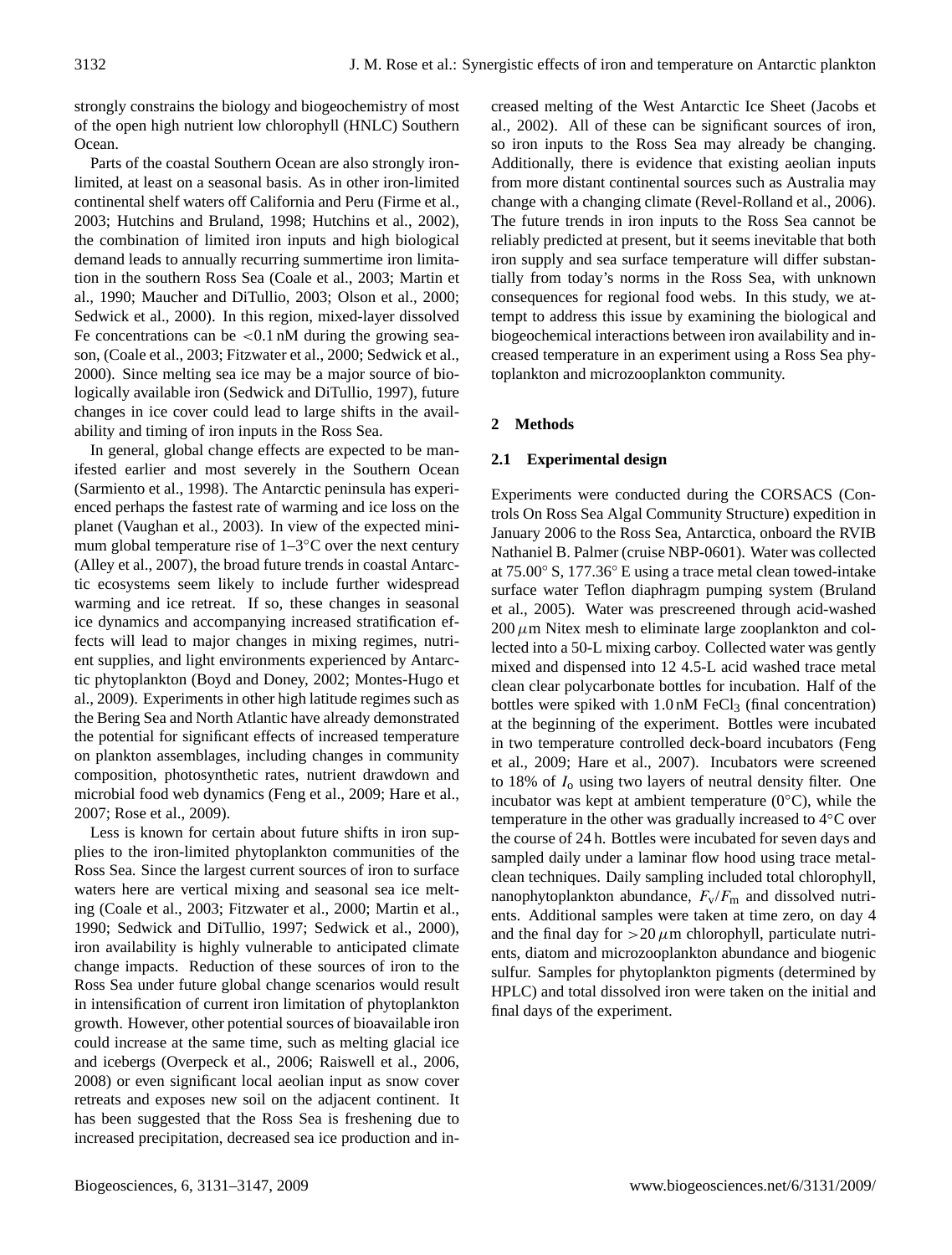strongly constrains the biology and biogeochemistry of most of the open high nutrient low chlorophyll (HNLC) Southern Ocean.

Parts of the coastal Southern Ocean are also strongly iron-limited, at least on a seasonal basis. As in other iron-limited continental shelf waters off California and Peru (Firme et al., 2003; Hutchins and Bruland, 1998; Hutchins et al., 2002), the combination of limited iron inputs and high biological demand leads to annually recurring summertime iron limitation in the southern Ross Sea (Coale et al., 2003; Martin et al., 1990; Maucher and DiTullio, 2003; Olson et al., 2000; Sedwick et al., 2000). In this region, mixed-layer dissolved Fe concentrations can be $<0.1$ nM during the growing season, (Coale et al., 2003; Fitzwater et al., 2000; Sedwick et al., 2000). Since melting sea ice may be a major source of biologically available iron (Sedwick and DiTullio, 1997), future changes in ice cover could lead to large shifts in the availability and timing of iron inputs in the Ross Sea.

In general, global change effects are expected to be manifested earlier and most severely in the Southern Ocean (Sarmiento et al., 1998). The Antarctic peninsula has experienced perhaps the fastest rate of warming and ice loss on the planet (Vaughan et al., 2003). In view of the expected minimum global temperature rise of 1–3°C over the next century (Alley et al., 2007), the broad future trends in coastal Antarctic ecosystems seem likely to include further widespread warming and ice retreat. If so, these changes in seasonal ice dynamics and accompanying increased stratification effects will lead to major changes in mixing regimes, nutrient supplies, and light environments experienced by Antarctic phytoplankton (Boyd and Doney, 2002; Montes-Hugo et al., 2009). Experiments in other high latitude regimes such as the Bering Sea and North Atlantic have already demonstrated the potential for significant effects of increased temperature on plankton assemblages, including changes in community composition, photosynthetic rates, nutrient drawdown and microbial food web dynamics (Feng et al., 2009; Hare et al., 2007; Rose et al., 2009).

Less is known for certain about future shifts in iron supplies to the iron-limited phytoplankton communities of the Ross Sea. Since the largest current sources of iron to surface waters here are vertical mixing and seasonal sea ice melting (Coale et al., 2003; Fitzwater et al., 2000; Martin et al., 1990; Sedwick and DiTullio, 1997; Sedwick et al., 2000), iron availability is highly vulnerable to anticipated climate change impacts. Reduction of these sources of iron to the Ross Sea under future global change scenarios would result in intensification of current iron limitation of phytoplankton growth. However, other potential sources of bioavailable iron could increase at the same time, such as melting glacial ice and icebergs (Overpeck et al., 2006; Raiswell et al., 2006, 2008) or even significant local aeolian input as snow cover retreats and exposes new soil on the adjacent continent. It has been suggested that the Ross Sea is freshening due to increased precipitation, decreased sea ice production and increased melting of the West Antarctic Ice Sheet (Jacobs et al., 2002). All of these can be significant sources of iron, so iron inputs to the Ross Sea may already be changing. Additionally, there is evidence that existing aeolian inputs from more distant continental sources such as Australia may change with a changing climate (Revel-Rolland et al., 2006). The future trends in iron inputs to the Ross Sea cannot be reliably predicted at present, but it seems inevitable that both iron supply and sea surface temperature will differ substantially from today's norms in the Ross Sea, with unknown consequences for regional food webs. In this study, we attempt to address this issue by examining the biological and biogeochemical interactions between iron availability and increased temperature in an experiment using a Ross Sea phytoplankton and microzooplankton community.

## 2 Methods

### 2.1 Experimental design

Experiments were conducted during the CORSACS (Controls On Ross Sea Algal Community Structure) expedition in January 2006 to the Ross Sea, Antarctica, onboard the RVIB Nathaniel B. Palmer (cruise NBP-0601). Water was collected at 75.00° S, 177.36° E using a trace metal clean towed-intake surface water Teflon diaphragm pumping system (Bruland et al., 2005). Water was prescreened through acid-washed 200 $\mu$m Nitex mesh to eliminate large zooplankton and collected into a 50-L mixing carboy. Collected water was gently mixed and dispensed into 12 4.5-L acid washed trace metal clean clear polycarbonate bottles for incubation. Half of the bottles were spiked with 1.0 nM $FeCl_3$ (final concentration) at the beginning of the experiment. Bottles were incubated in two temperature controlled deck-board incubators (Feng et al., 2009; Hare et al., 2007). Incubators were screened to 18% of $I_o$ using two layers of neutral density filter. One incubator was kept at ambient temperature (0°C), while the temperature in the other was gradually increased to 4°C over the course of 24 h. Bottles were incubated for seven days and sampled daily under a laminar flow hood using trace metal-clean techniques. Daily sampling included total chlorophyll, nanophytoplankton abundance, $F_v/F_m$ and dissolved nutrients. Additional samples were taken at time zero, on day 4 and the final day for $>20\,\mu$m chlorophyll, particulate nutrients, diatom and microzooplankton abundance and biogenic sulfur. Samples for phytoplankton pigments (determined by HPLC) and total dissolved iron were taken on the initial and final days of the experiment.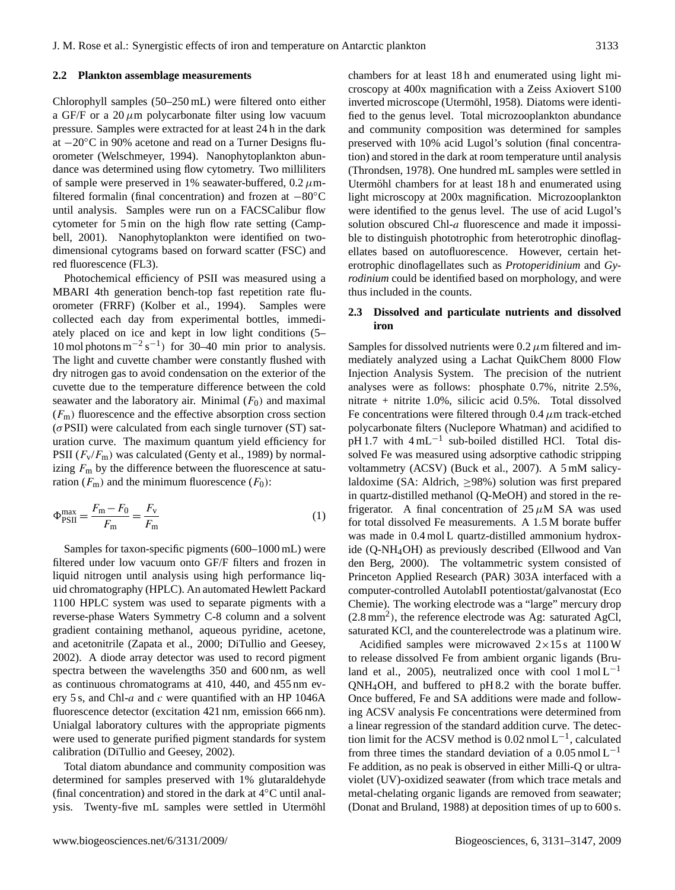### 2.2 Plankton assemblage measurements

Chlorophyll samples (50–250 mL) were filtered onto either a GF/F or a 20 $\mu$m polycarbonate filter using low vacuum pressure. Samples were extracted for at least 24 h in the dark at $-20^{\circ}$C in 90% acetone and read on a Turner Designs fluorometer (Welschmeyer, 1994). Nanophytoplankton abundance was determined using flow cytometry. Two milliliters of sample were preserved in 1% seawater-buffered, 0.2 $\mu$m-filtered formalin (final concentration) and frozen at $-80^{\circ}$C until analysis. Samples were run on a FACSCalibur flow cytometer for 5 min on the high flow rate setting (Campbell, 2001). Nanophytoplankton were identified on two-dimensional cytograms based on forward scatter (FSC) and red fluorescence (FL3).

Photochemical efficiency of PSII was measured using a MBARI 4th generation bench-top fast repetition rate fluorometer (FRRF) (Kolber et al., 1994). Samples were collected each day from experimental bottles, immediately placed on ice and kept in low light conditions (5–10 mol photons $m^{-2}\,s^{-1}$) for 30–40 min prior to analysis. The light and cuvette chamber were constantly flushed with dry nitrogen gas to avoid condensation on the exterior of the cuvette due to the temperature difference between the cold seawater and the laboratory air. Minimal ($F_0$) and maximal ($F_m$) fluorescence and the effective absorption cross section ($\sigma$PSII) were calculated from each single turnover (ST) saturation curve. The maximum quantum yield efficiency for PSII ($F_v/F_m$) was calculated (Genty et al., 1989) by normalizing $F_m$ by the difference between the fluorescence at saturation ($F_m$) and the minimum fluorescence ($F_0$):

$$\Phi_{\mathrm{PSII}}^{\mathrm{max}} = \frac{F_m - F_0}{F_m} = \frac{F_v}{F_m} \tag{1}$$

Samples for taxon-specific pigments (600–1000 mL) were filtered under low vacuum onto GF/F filters and frozen in liquid nitrogen until analysis using high performance liquid chromatography (HPLC). An automated Hewlett Packard 1100 HPLC system was used to separate pigments with a reverse-phase Waters Symmetry C-8 column and a solvent gradient containing methanol, aqueous pyridine, acetone, and acetonitrile (Zapata et al., 2000; DiTullio and Geesey, 2002). A diode array detector was used to record pigment spectra between the wavelengths 350 and 600 nm, as well as continuous chromatograms at 410, 440, and 455 nm every 5 s, and Chl-*a* and *c* were quantified with an HP 1046A fluorescence detector (excitation 421 nm, emission 666 nm). Unialgal laboratory cultures with the appropriate pigments were used to generate purified pigment standards for system calibration (DiTullio and Geesey, 2002).

Total diatom abundance and community composition was determined for samples preserved with 1% glutaraldehyde (final concentration) and stored in the dark at $4^{\circ}$C until analysis. Twenty-five mL samples were settled in Utermöhl chambers for at least 18 h and enumerated using light microscopy at 400x magnification with a Zeiss Axiovert S100 inverted microscope (Utermöhl, 1958). Diatoms were identified to the genus level. Total microzooplankton abundance and community composition was determined for samples preserved with 10% acid Lugol's solution (final concentration) and stored in the dark at room temperature until analysis (Throndsen, 1978). One hundred mL samples were settled in Utermöhl chambers for at least 18 h and enumerated using light microscopy at 200x magnification. Microzooplankton were identified to the genus level. The use of acid Lugol's solution obscured Chl-*a* fluorescence and made it impossible to distinguish phototrophic from heterotrophic dinoflagellates based on autofluorescence. However, certain heterotrophic dinoflagellates such as *Protoperidinium* and *Gyrodinium* could be identified based on morphology, and were thus included in the counts.

### 2.3 Dissolved and particulate nutrients and dissolved iron

Samples for dissolved nutrients were 0.2 $\mu$m filtered and immediately analyzed using a Lachat QuikChem 8000 Flow Injection Analysis System. The precision of the nutrient analyses were as follows: phosphate 0.7%, nitrite 2.5%, nitrate + nitrite 1.0%, silicic acid 0.5%. Total dissolved Fe concentrations were filtered through 0.4 $\mu$m track-etched polycarbonate filters (Nuclepore Whatman) and acidified to pH 1.7 with 4 $mL^{-1}$ sub-boiled distilled HCl. Total dissolved Fe was measured using adsorptive cathodic stripping voltammetry (ACSV) (Buck et al., 2007). A 5 mM salicylaldoxime (SA: Aldrich, $\geq$98%) solution was first prepared in quartz-distilled methanol (Q-MeOH) and stored in the refrigerator. A final concentration of 25 $\mu$M SA was used for total dissolved Fe measurements. A 1.5 M borate buffer was made in 0.4 mol L quartz-distilled ammonium hydroxide (Q-$NH_4OH$) as previously described (Ellwood and Van den Berg, 2000). The voltammetric system consisted of Princeton Applied Research (PAR) 303A interfaced with a computer-controlled AutolabII potentiostat/galvanostat (Eco Chemie). The working electrode was a "large" mercury drop (2.8 $mm^2$), the reference electrode was Ag: saturated AgCl, saturated KCl, and the counterelectrode was a platinum wire.

Acidified samples were microwaved $2\times15$ s at 1100 W to release dissolved Fe from ambient organic ligands (Bruland et al., 2005), neutralized once with cool 1 mol $L^{-1}$ Q$NH_4OH$, and buffered to pH 8.2 with the borate buffer. Once buffered, Fe and SA additions were made and following ACSV analysis Fe concentrations were determined from a linear regression of the standard addition curve. The detection limit for the ACSV method is 0.02 nmol $L^{-1}$, calculated from three times the standard deviation of a 0.05 nmol $L^{-1}$ Fe addition, as no peak is observed in either Milli-Q or ultraviolet (UV)-oxidized seawater (from which trace metals and metal-chelating organic ligands are removed from seawater; (Donat and Bruland, 1988) at deposition times of up to 600 s.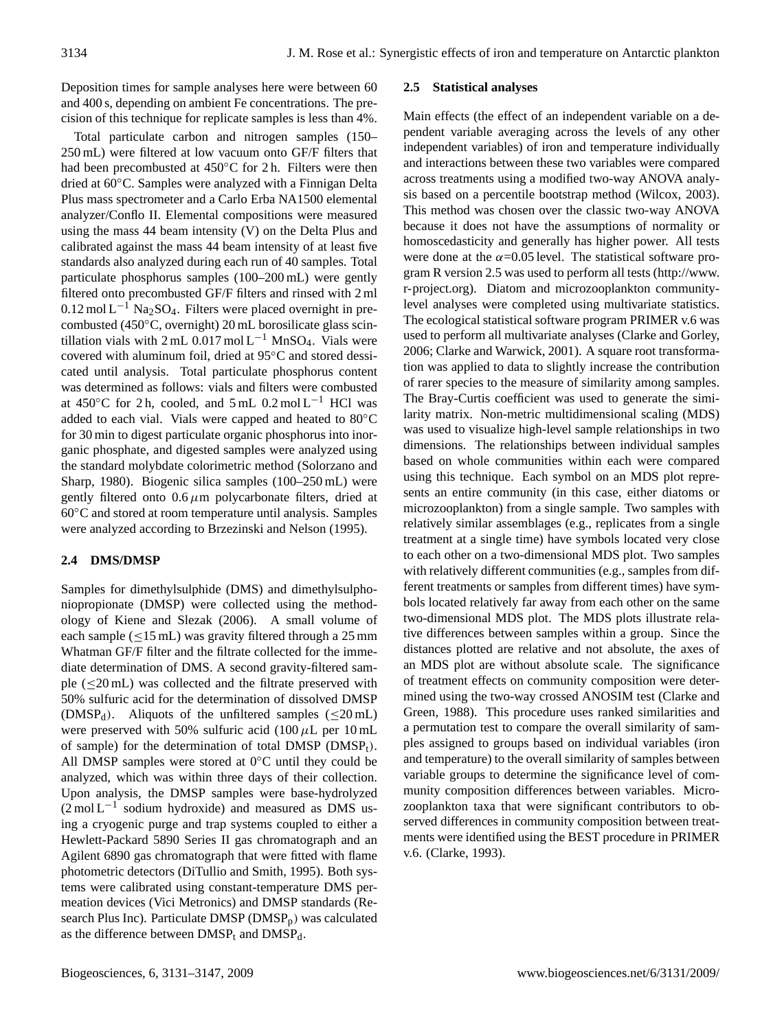Deposition times for sample analyses here were between 60 and 400 s, depending on ambient Fe concentrations. The precision of this technique for replicate samples is less than 4%.

Total particulate carbon and nitrogen samples (150–250 mL) were filtered at low vacuum onto GF/F filters that had been precombusted at 450°C for 2 h. Filters were then dried at 60°C. Samples were analyzed with a Finnigan Delta Plus mass spectrometer and a Carlo Erba NA1500 elemental analyzer/Conflo II. Elemental compositions were measured using the mass 44 beam intensity (V) on the Delta Plus and calibrated against the mass 44 beam intensity of at least five standards also analyzed during each run of 40 samples. Total particulate phosphorus samples (100–200 mL) were gently filtered onto precombusted GF/F filters and rinsed with 2 ml 0.12 mol $L^{-1}$ $Na_2SO_4$. Filters were placed overnight in precombusted (450°C, overnight) 20 mL borosilicate glass scintillation vials with 2 mL 0.017 mol $L^{-1}$ $MnSO_4$. Vials were covered with aluminum foil, dried at 95°C and stored dessicated until analysis. Total particulate phosphorus content was determined as follows: vials and filters were combusted at 450°C for 2 h, cooled, and 5 mL 0.2 mol $L^{-1}$ HCl was added to each vial. Vials were capped and heated to 80°C for 30 min to digest particulate organic phosphorus into inorganic phosphate, and digested samples were analyzed using the standard molybdate colorimetric method (Solorzano and Sharp, 1980). Biogenic silica samples (100–250 mL) were gently filtered onto 0.6 $\mu$m polycarbonate filters, dried at 60°C and stored at room temperature until analysis. Samples were analyzed according to Brzezinski and Nelson (1995).

### 2.4 DMS/DMSP

Samples for dimethylsulphide (DMS) and dimethylsulphoniopropionate (DMSP) were collected using the methodology of Kiene and Slezak (2006). A small volume of each sample ($\leq$15 mL) was gravity filtered through a 25 mm Whatman GF/F filter and the filtrate collected for the immediate determination of DMS. A second gravity-filtered sample ($\leq$20 mL) was collected and the filtrate preserved with 50% sulfuric acid for the determination of dissolved DMSP ($DMSP_d$). Aliquots of the unfiltered samples ($\leq$20 mL) were preserved with 50% sulfuric acid (100 $\mu$L per 10 mL of sample) for the determination of total DMSP ($DMSP_t$). All DMSP samples were stored at 0°C until they could be analyzed, which was within three days of their collection. Upon analysis, the DMSP samples were base-hydrolyzed (2 mol $L^{-1}$ sodium hydroxide) and measured as DMS using a cryogenic purge and trap systems coupled to either a Hewlett-Packard 5890 Series II gas chromatograph and an Agilent 6890 gas chromatograph that were fitted with flame photometric detectors (DiTullio and Smith, 1995). Both systems were calibrated using constant-temperature DMS permeation devices (Vici Metronics) and DMSP standards (Research Plus Inc). Particulate DMSP ($DMSP_p$) was calculated as the difference between $DMSP_t$ and $DMSP_d$.

### 2.5 Statistical analyses

Main effects (the effect of an independent variable on a dependent variable averaging across the levels of any other independent variables) of iron and temperature individually and interactions between these two variables were compared across treatments using a modified two-way ANOVA analysis based on a percentile bootstrap method (Wilcox, 2003). This method was chosen over the classic two-way ANOVA because it does not have the assumptions of normality or homoscedasticity and generally has higher power. All tests were done at the $\alpha$=0.05 level. The statistical software program R version 2.5 was used to perform all tests (http://www.r-project.org). Diatom and microzooplankton community-level analyses were completed using multivariate statistics. The ecological statistical software program PRIMER v.6 was used to perform all multivariate analyses (Clarke and Gorley, 2006; Clarke and Warwick, 2001). A square root transformation was applied to data to slightly increase the contribution of rarer species to the measure of similarity among samples. The Bray-Curtis coefficient was used to generate the similarity matrix. Non-metric multidimensional scaling (MDS) was used to visualize high-level sample relationships in two dimensions. The relationships between individual samples based on whole communities within each were compared using this technique. Each symbol on an MDS plot represents an entire community (in this case, either diatoms or microzooplankton) from a single sample. Two samples with relatively similar assemblages (e.g., replicates from a single treatment at a single time) have symbols located very close to each other on a two-dimensional MDS plot. Two samples with relatively different communities (e.g., samples from different treatments or samples from different times) have symbols located relatively far away from each other on the same two-dimensional MDS plot. The MDS plots illustrate relative differences between samples within a group. Since the distances plotted are relative and not absolute, the axes of an MDS plot are without absolute scale. The significance of treatment effects on community composition were determined using the two-way crossed ANOSIM test (Clarke and Green, 1988). This procedure uses ranked similarities and a permutation test to compare the overall similarity of samples assigned to groups based on individual variables (iron and temperature) to the overall similarity of samples between variable groups to determine the significance level of community composition differences between variables. Microzooplankton taxa that were significant contributors to observed differences in community composition between treatments were identified using the BEST procedure in PRIMER v.6. (Clarke, 1993).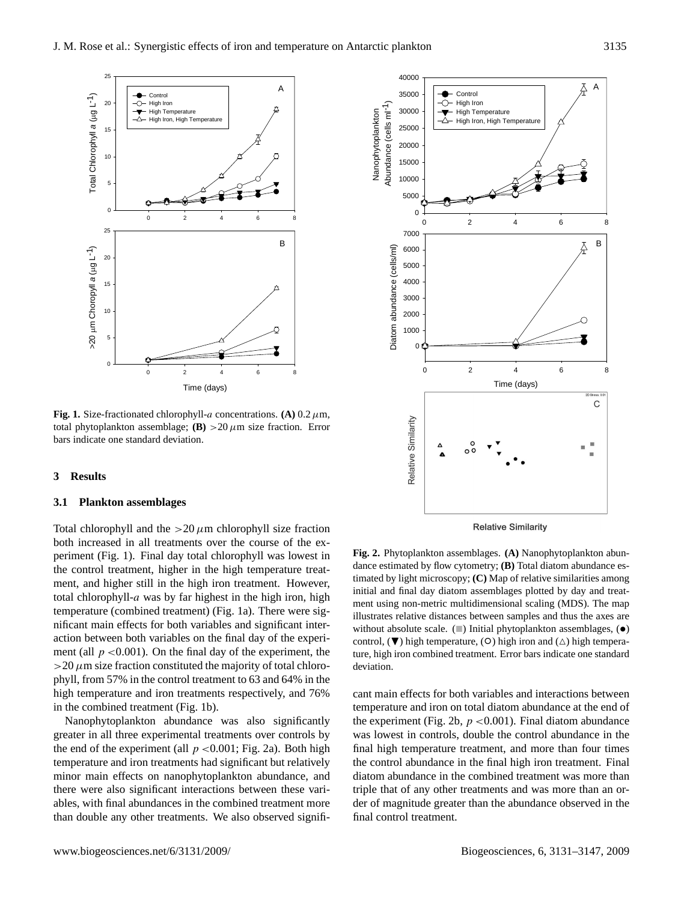**Fig. 1.** Size-fractionated chlorophyll-*a* concentrations. **(A)** 0.2 $\mu$m, total phytoplankton assemblage; **(B)** $>20\,\mu$m size fraction. Error bars indicate one standard deviation.

**Fig. 2.** Phytoplankton assemblages. **(A)** Nanophytoplankton abundance estimated by flow cytometry; **(B)** Total diatom abundance estimated by light microscopy; **(C)** Map of relative similarities among initial and final day diatom assemblages plotted by day and treatment using non-metric multidimensional scaling (MDS). The map illustrates relative distances between samples and thus the axes are without absolute scale. (■) Initial phytoplankton assemblages, (●) control, (▼) high temperature, (○) high iron and (△) high temperature, high iron combined treatment. Error bars indicate one standard deviation.

## 3 Results

### 3.1 Plankton assemblages

Total chlorophyll and the $>20\,\mu$m chlorophyll size fraction both increased in all treatments over the course of the experiment (Fig. 1). Final day total chlorophyll was lowest in the control treatment, higher in the high temperature treatment, and higher still in the high iron treatment. However, total chlorophyll-*a* was by far highest in the high iron, high temperature (combined treatment) (Fig. 1a). There were significant main effects for both variables and significant interaction between both variables on the final day of the experiment (all $p < 0.001$). On the final day of the experiment, the $>20\,\mu$m size fraction constituted the majority of total chlorophyll, from 57% in the control treatment to 63 and 64% in the high temperature and iron treatments respectively, and 76% in the combined treatment (Fig. 1b).

Nanophytoplankton abundance was also significantly greater in all three experimental treatments over controls by the end of the experiment (all $p < 0.001$; Fig. 2a). Both high temperature and iron treatments had significant but relatively minor main effects on nanophytoplankton abundance, and there were also significant interactions between these variables, with final abundances in the combined treatment more than double any other treatments. We also observed significant main effects for both variables and interactions between temperature and iron on total diatom abundance at the end of the experiment (Fig. 2b, $p < 0.001$). Final diatom abundance was lowest in controls, double the control abundance in the final high temperature treatment, and more than four times the control abundance in the final high iron treatment. Final diatom abundance in the combined treatment was more than triple that of any other treatments and was more than an order of magnitude greater than the abundance observed in the final control treatment.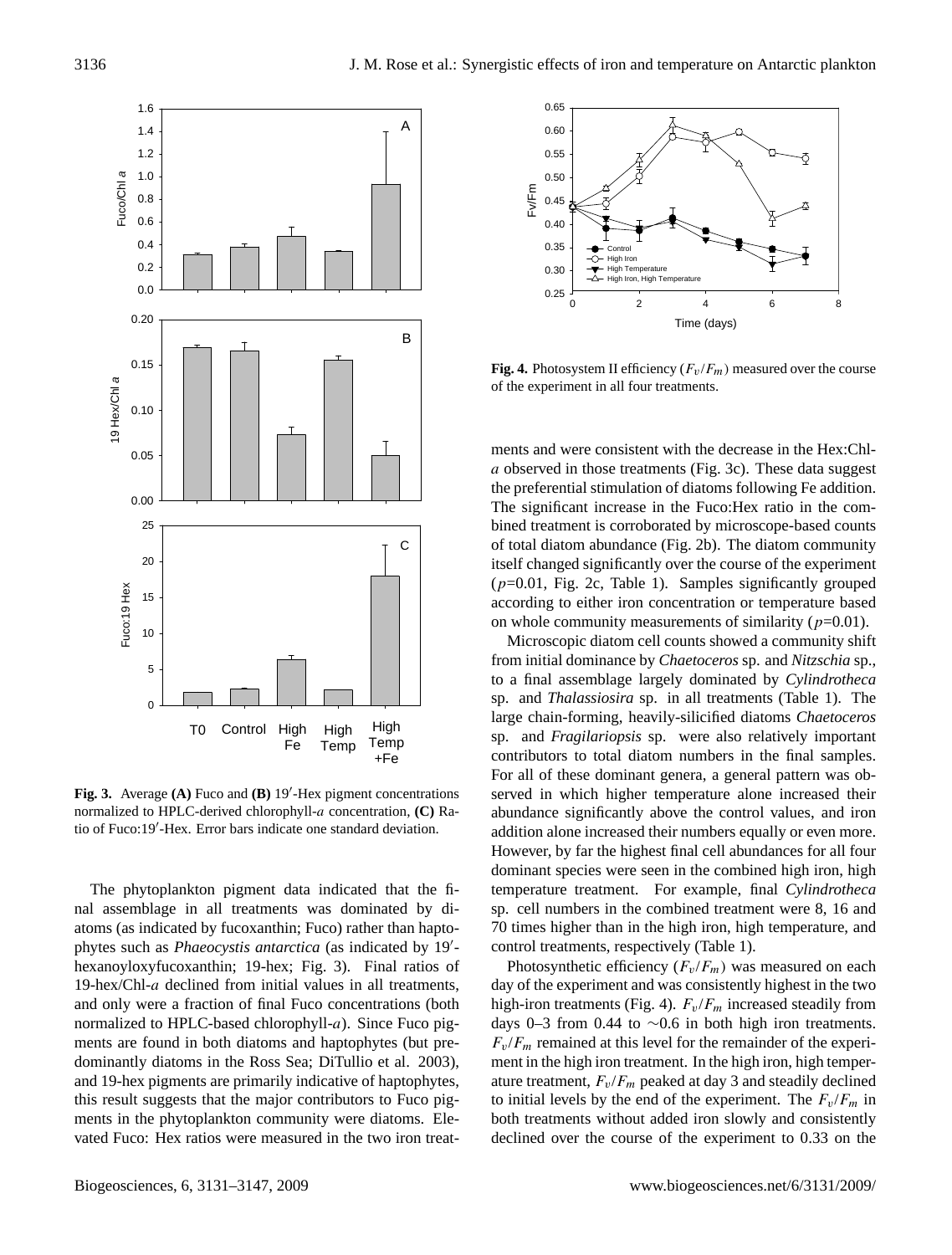**Fig. 3.** Average **(A)** Fuco and **(B)** 19′-Hex pigment concentrations normalized to HPLC-derived chlorophyll-*a* concentration, **(C)** Ratio of Fuco:19′-Hex. Error bars indicate one standard deviation.

The phytoplankton pigment data indicated that the final assemblage in all treatments was dominated by diatoms (as indicated by fucoxanthin; Fuco) rather than haptophytes such as *Phaeocystis antarctica* (as indicated by 19′-hexanoyloxyfucoxanthin; 19-hex; Fig. 3). Final ratios of 19-hex/Chl-*a* declined from initial values in all treatments, and only were a fraction of final Fuco concentrations (both normalized to HPLC-based chlorophyll-*a*). Since Fuco pigments are found in both diatoms and haptophytes (but predominantly diatoms in the Ross Sea; DiTullio et al. 2003), and 19-hex pigments are primarily indicative of haptophytes, this result suggests that the major contributors to Fuco pigments in the phytoplankton community were diatoms. Elevated Fuco: Hex ratios were measured in the two iron treatments and were consistent with the decrease in the Hex:Chl-*a* observed in those treatments (Fig. 3c). These data suggest the preferential stimulation of diatoms following Fe addition. The significant increase in the Fuco:Hex ratio in the combined treatment is corroborated by microscope-based counts of total diatom abundance (Fig. 2b). The diatom community itself changed significantly over the course of the experiment ($p$=0.01, Fig. 2c, Table 1). Samples significantly grouped according to either iron concentration or temperature based on whole community measurements of similarity ($p$=0.01).

**Fig. 4.** Photosystem II efficiency ($F_v/F_m$) measured over the course of the experiment in all four treatments.

Microscopic diatom cell counts showed a community shift from initial dominance by *Chaetoceros* sp. and *Nitzschia* sp., to a final assemblage largely dominated by *Cylindrotheca* sp. and *Thalassiosira* sp. in all treatments (Table 1). The large chain-forming, heavily-silicified diatoms *Chaetoceros* sp. and *Fragilariopsis* sp. were also relatively important contributors to total diatom numbers in the final samples. For all of these dominant genera, a general pattern was observed in which higher temperature alone increased their abundance significantly above the control values, and iron addition alone increased their numbers equally or even more. However, by far the highest final cell abundances for all four dominant species were seen in the combined high iron, high temperature treatment. For example, final *Cylindrotheca* sp. cell numbers in the combined treatment were 8, 16 and 70 times higher than in the high iron, high temperature, and control treatments, respectively (Table 1).

Photosynthetic efficiency ($F_v/F_m$) was measured on each day of the experiment and was consistently highest in the two high-iron treatments (Fig. 4). $F_v/F_m$ increased steadily from days 0–3 from 0.44 to ∼0.6 in both high iron treatments. $F_v/F_m$ remained at this level for the remainder of the experiment in the high iron treatment. In the high iron, high temperature treatment, $F_v/F_m$ peaked at day 3 and steadily declined to initial levels by the end of the experiment. The $F_v/F_m$ in both treatments without added iron slowly and consistently declined over the course of the experiment to 0.33 on the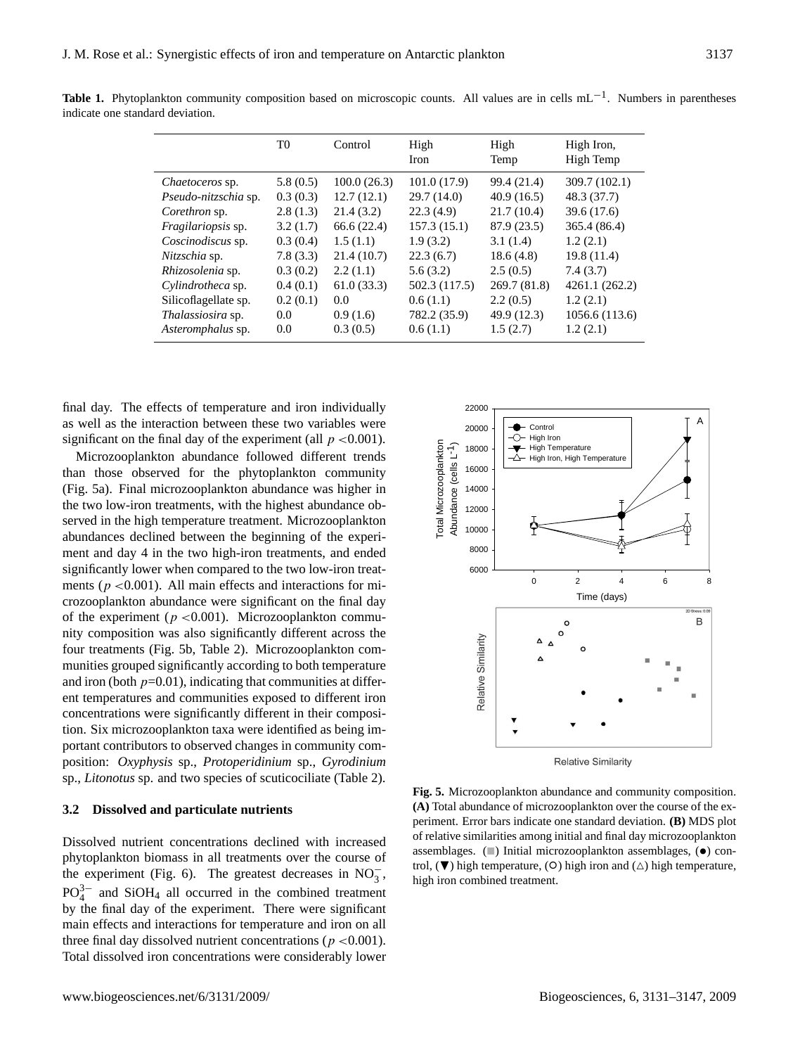**Table 1.** Phytoplankton community composition based on microscopic counts. All values are in cells $mL^{-1}$. Numbers in parentheses indicate one standard deviation.

| | T0 | Control | High Iron | High Temp | High Iron, High Temp |
|---|---|---|---|---|---|
| *Chaetoceros* sp. | 5.8 (0.5) | 100.0 (26.3) | 101.0 (17.9) | 99.4 (21.4) | 309.7 (102.1) |
| *Pseudo-nitzschia* sp. | 0.3 (0.3) | 12.7 (12.1) | 29.7 (14.0) | 40.9 (16.5) | 48.3 (37.7) |
| *Corethron* sp. | 2.8 (1.3) | 21.4 (3.2) | 22.3 (4.9) | 21.7 (10.4) | 39.6 (17.6) |
| *Fragilariopsis* sp. | 3.2 (1.7) | 66.6 (22.4) | 157.3 (15.1) | 87.9 (23.5) | 365.4 (86.4) |
| *Coscinodiscus* sp. | 0.3 (0.4) | 1.5 (1.1) | 1.9 (3.2) | 3.1 (1.4) | 1.2 (2.1) |
| *Nitzschia* sp. | 7.8 (3.3) | 21.4 (10.7) | 22.3 (6.7) | 18.6 (4.8) | 19.8 (11.4) |
| *Rhizosolenia* sp. | 0.3 (0.2) | 2.2 (1.1) | 5.6 (3.2) | 2.5 (0.5) | 7.4 (3.7) |
| *Cylindrotheca* sp. | 0.4 (0.1) | 61.0 (33.3) | 502.3 (117.5) | 269.7 (81.8) | 4261.1 (262.2) |
| Silicoflagellate sp. | 0.2 (0.1) | 0.0 | 0.6 (1.1) | 2.2 (0.5) | 1.2 (2.1) |
| *Thalassiosira* sp. | 0.0 | 0.9 (1.6) | 782.2 (35.9) | 49.9 (12.3) | 1056.6 (113.6) |
| *Asteromphalus* sp. | 0.0 | 0.3 (0.5) | 0.6 (1.1) | 1.5 (2.7) | 1.2 (2.1) |

final day. The effects of temperature and iron individually as well as the interaction between these two variables were significant on the final day of the experiment (all $p < 0.001$).

Microzooplankton abundance followed different trends than those observed for the phytoplankton community (Fig. 5a). Final microzooplankton abundance was higher in the two low-iron treatments, with the highest abundance observed in the high temperature treatment. Microzooplankton abundances declined between the beginning of the experiment and day 4 in the two high-iron treatments, and ended significantly lower when compared to the two low-iron treatments ($p < 0.001$). All main effects and interactions for microzooplankton abundance were significant on the final day of the experiment ($p < 0.001$). Microzooplankton community composition was also significantly different across the four treatments (Fig. 5b, Table 2). Microzooplankton communities grouped significantly according to both temperature and iron (both $p = 0.01$), indicating that communities at different temperatures and communities exposed to different iron concentrations were significantly different in their composition. Six microzooplankton taxa were identified as being important contributors to observed changes in community composition: *Oxyphysis* sp., *Protoperidinium* sp., *Gyrodinium* sp., *Litonotus* sp. and two species of scuticociliate (Table 2).

**Fig. 5.** Microzooplankton abundance and community composition. **(A)** Total abundance of microzooplankton over the course of the experiment. Error bars indicate one standard deviation. **(B)** MDS plot of relative similarities among initial and final day microzooplankton assemblages. (■) Initial microzooplankton assemblages, (●) control, (▼) high temperature, (○) high iron and (△) high temperature, high iron combined treatment.

### 3.2 Dissolved and particulate nutrients

Dissolved nutrient concentrations declined with increased phytoplankton biomass in all treatments over the course of the experiment (Fig. 6). The greatest decreases in $NO_3^-$, $PO_4^{3-}$ and $SiOH_4$ all occurred in the combined treatment by the final day of the experiment. There were significant main effects and interactions for temperature and iron on all three final day dissolved nutrient concentrations ($p < 0.001$). Total dissolved iron concentrations were considerably lower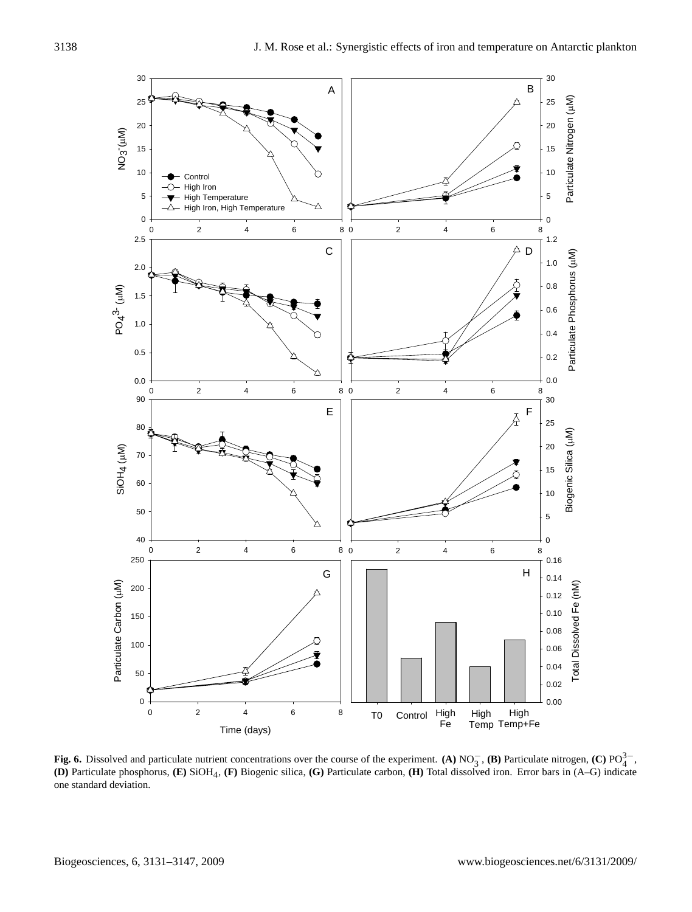**Fig. 6.** Dissolved and particulate nutrient concentrations over the course of the experiment. **(A)** $NO_3^-$, **(B)** Particulate nitrogen, **(C)** $PO_4^{3-}$, **(D)** Particulate phosphorus, **(E)** $SiOH_4$, **(F)** Biogenic silica, **(G)** Particulate carbon, **(H)** Total dissolved iron. Error bars in (A–G) indicate one standard deviation.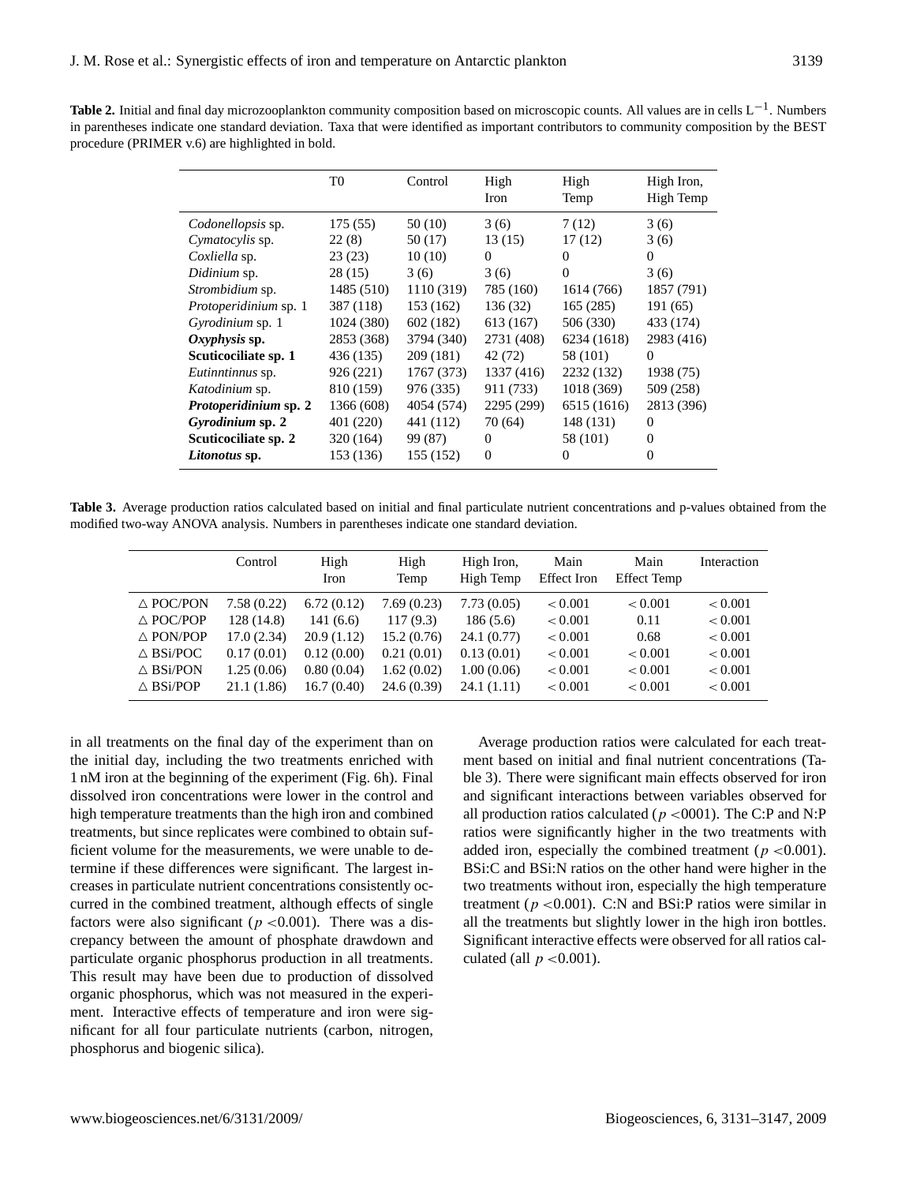**Table 2.** Initial and final day microzooplankton community composition based on microscopic counts. All values are in cells $L^{-1}$. Numbers in parentheses indicate one standard deviation. Taxa that were identified as important contributors to community composition by the BEST procedure (PRIMER v.6) are highlighted in bold.

| | T0 | Control | High Iron | High Temp | High Iron, High Temp |
|---|---|---|---|---|---|
| *Codonellopsis* sp. | 175 (55) | 50 (10) | 3 (6) | 7 (12) | 3 (6) |
| *Cymatocylis* sp. | 22 (8) | 50 (17) | 13 (15) | 17 (12) | 3 (6) |
| *Coxliella* sp. | 23 (23) | 10 (10) | 0 | 0 | 0 |
| *Didinium* sp. | 28 (15) | 3 (6) | 3 (6) | 0 | 3 (6) |
| *Strombidium* sp. | 1485 (510) | 1110 (319) | 785 (160) | 1614 (766) | 1857 (791) |
| *Protoperidinium* sp. 1 | 387 (118) | 153 (162) | 136 (32) | 165 (285) | 191 (65) |
| *Gyrodinium* sp. 1 | 1024 (380) | 602 (182) | 613 (167) | 506 (330) | 433 (174) |
| ***Oxyphysis* sp.** | 2853 (368) | 3794 (340) | 2731 (408) | 6234 (1618) | 2983 (416) |
| **Scuticociliate sp. 1** | 436 (135) | 209 (181) | 42 (72) | 58 (101) | 0 |
| *Eutinntinnus* sp. | 926 (221) | 1767 (373) | 1337 (416) | 2232 (132) | 1938 (75) |
| *Katodinium* sp. | 810 (159) | 976 (335) | 911 (733) | 1018 (369) | 509 (258) |
| ***Protoperidinium* sp. 2** | 1366 (608) | 4054 (574) | 2295 (299) | 6515 (1616) | 2813 (396) |
| ***Gyrodinium* sp. 2** | 401 (220) | 441 (112) | 70 (64) | 148 (131) | 0 |
| **Scuticociliate sp. 2** | 320 (164) | 99 (87) | 0 | 58 (101) | 0 |
| ***Litonotus* sp.** | 153 (136) | 155 (152) | 0 | 0 | 0 |

**Table 3.** Average production ratios calculated based on initial and final particulate nutrient concentrations and p-values obtained from the modified two-way ANOVA analysis. Numbers in parentheses indicate one standard deviation.

| | Control | High Iron | High Temp | High Iron, High Temp | Main Effect Iron | Main Effect Temp | Interaction |
|---|---|---|---|---|---|---|---|
| $\Delta$ POC/PON | 7.58 (0.22) | 6.72 (0.12) | 7.69 (0.23) | 7.73 (0.05) | $<0.001$ | $<0.001$ | $<0.001$ |
| $\Delta$ POC/POP | 128 (14.8) | 141 (6.6) | 117 (9.3) | 186 (5.6) | $<0.001$ | 0.11 | $<0.001$ |
| $\Delta$ PON/POP | 17.0 (2.34) | 20.9 (1.12) | 15.2 (0.76) | 24.1 (0.77) | $<0.001$ | 0.68 | $<0.001$ |
| $\Delta$ BSi/POC | 0.17 (0.01) | 0.12 (0.00) | 0.21 (0.01) | 0.13 (0.01) | $<0.001$ | $<0.001$ | $<0.001$ |
| $\Delta$ BSi/PON | 1.25 (0.06) | 0.80 (0.04) | 1.62 (0.02) | 1.00 (0.06) | $<0.001$ | $<0.001$ | $<0.001$ |
| $\Delta$ BSi/POP | 21.1 (1.86) | 16.7 (0.40) | 24.6 (0.39) | 24.1 (1.11) | $<0.001$ | $<0.001$ | $<0.001$ |

in all treatments on the final day of the experiment than on the initial day, including the two treatments enriched with 1 nM iron at the beginning of the experiment (Fig. 6h). Final dissolved iron concentrations were lower in the control and high temperature treatments than the high iron and combined treatments, but since replicates were combined to obtain sufficient volume for the measurements, we were unable to determine if these differences were significant. The largest increases in particulate nutrient concentrations consistently occurred in the combined treatment, although effects of single factors were also significant ($p<0.001$). There was a discrepancy between the amount of phosphate drawdown and particulate organic phosphorus production in all treatments. This result may have been due to production of dissolved organic phosphorus, which was not measured in the experiment. Interactive effects of temperature and iron were significant for all four particulate nutrients (carbon, nitrogen, phosphorus and biogenic silica).

Average production ratios were calculated for each treatment based on initial and final nutrient concentrations (Table 3). There were significant main effects observed for iron and significant interactions between variables observed for all production ratios calculated ($p<0001$). The C:P and N:P ratios were significantly higher in the two treatments with added iron, especially the combined treatment ($p<0.001$). BSi:C and BSi:N ratios on the other hand were higher in the two treatments without iron, especially the high temperature treatment ($p<0.001$). C:N and BSi:P ratios were similar in all the treatments but slightly lower in the high iron bottles. Significant interactive effects were observed for all ratios calculated (all $p<0.001$).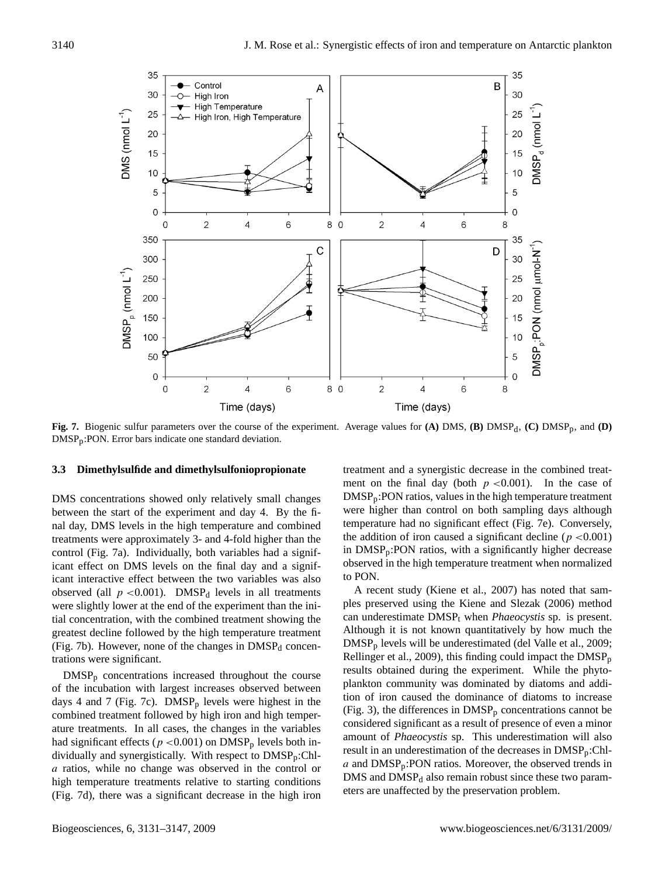**Fig. 7.** Biogenic sulfur parameters over the course of the experiment. Average values for **(A)** DMS, **(B)** $DMSP_d$, **(C)** $DMSP_p$, and **(D)** $DMSP_p$:PON. Error bars indicate one standard deviation.

### 3.3 Dimethylsulfide and dimethylsulfoniopropionate

DMS concentrations showed only relatively small changes between the start of the experiment and day 4. By the final day, DMS levels in the high temperature and combined treatments were approximately 3- and 4-fold higher than the control (Fig. 7a). Individually, both variables had a significant effect on DMS levels on the final day and a significant interactive effect between the two variables was also observed (all $p < 0.001$). $DMSP_d$ levels in all treatments were slightly lower at the end of the experiment than the initial concentration, with the combined treatment showing the greatest decline followed by the high temperature treatment (Fig. 7b). However, none of the changes in $DMSP_d$ concentrations were significant.

$DMSP_p$ concentrations increased throughout the course of the incubation with largest increases observed between days 4 and 7 (Fig. 7c). $DMSP_p$ levels were highest in the combined treatment followed by high iron and high temperature treatments. In all cases, the changes in the variables had significant effects ($p < 0.001$) on $DMSP_p$ levels both individually and synergistically. With respect to $DMSP_p$:Chl-*a* ratios, while no change was observed in the control or high temperature treatments relative to starting conditions (Fig. 7d), there was a significant decrease in the high iron treatment and a synergistic decrease in the combined treatment on the final day (both $p < 0.001$). In the case of $DMSP_p$:PON ratios, values in the high temperature treatment were higher than control on both sampling days although temperature had no significant effect (Fig. 7e). Conversely, the addition of iron caused a significant decline ($p < 0.001$) in $DMSP_p$:PON ratios, with a significantly higher decrease observed in the high temperature treatment when normalized to PON.

A recent study (Kiene et al., 2007) has noted that samples preserved using the Kiene and Slezak (2006) method can underestimate $DMSP_t$ when *Phaeocystis* sp. is present. Although it is not known quantitatively by how much the $DMSP_p$ levels will be underestimated (del Valle et al., 2009; Rellinger et al., 2009), this finding could impact the $DMSP_p$ results obtained during the experiment. While the phytoplankton community was dominated by diatoms and addition of iron caused the dominance of diatoms to increase (Fig. 3), the differences in $DMSP_p$ concentrations cannot be considered significant as a result of presence of even a minor amount of *Phaeocystis* sp. This underestimation will also result in an underestimation of the decreases in $DMSP_p$:Chl-*a* and $DMSP_p$:PON ratios. Moreover, the observed trends in DMS and $DMSP_d$ also remain robust since these two parameters are unaffected by the preservation problem.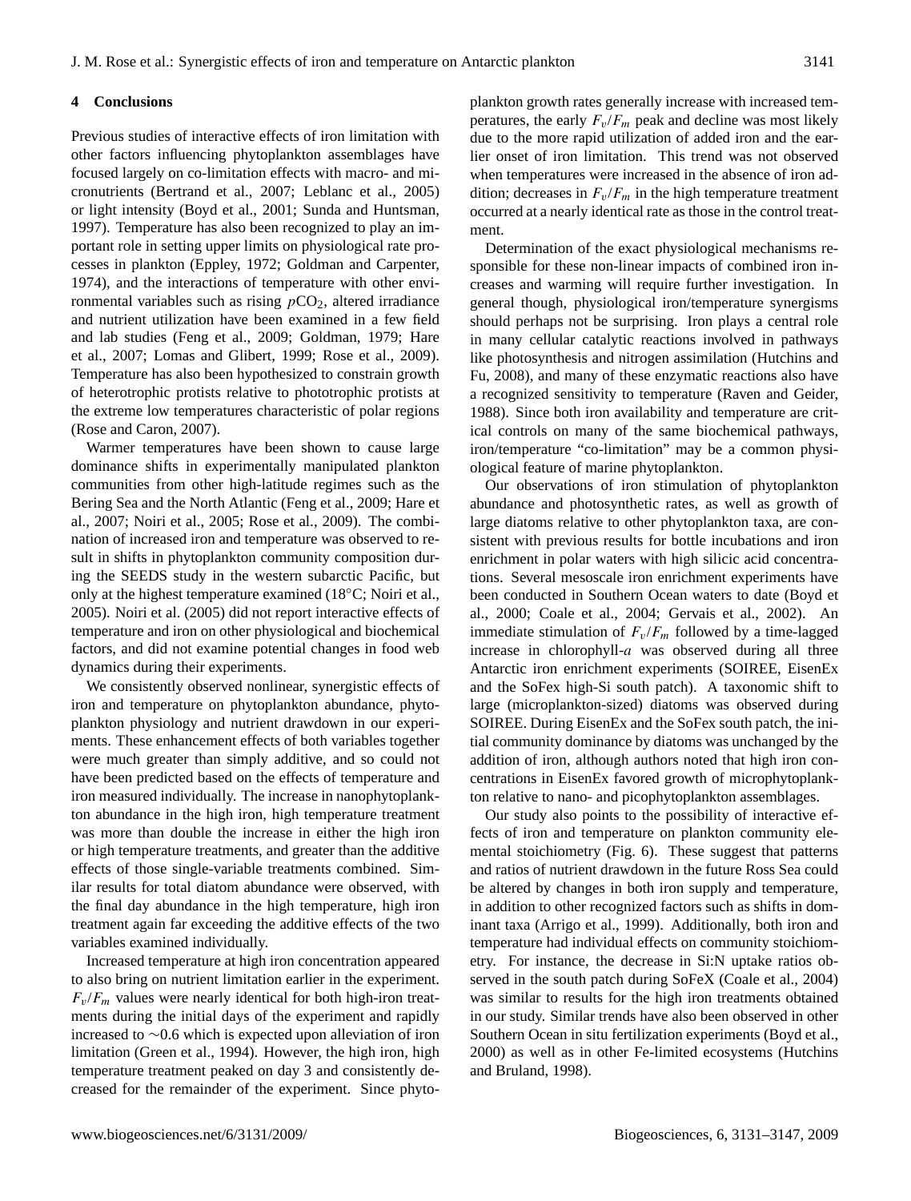## 4 Conclusions

Previous studies of interactive effects of iron limitation with other factors influencing phytoplankton assemblages have focused largely on co-limitation effects with macro- and micronutrients (Bertrand et al., 2007; Leblanc et al., 2005) or light intensity (Boyd et al., 2001; Sunda and Huntsman, 1997). Temperature has also been recognized to play an important role in setting upper limits on physiological rate processes in plankton (Eppley, 1972; Goldman and Carpenter, 1974), and the interactions of temperature with other environmental variables such as rising $p$CO$_2$, altered irradiance and nutrient utilization have been examined in a few field and lab studies (Feng et al., 2009; Goldman, 1979; Hare et al., 2007; Lomas and Glibert, 1999; Rose et al., 2009). Temperature has also been hypothesized to constrain growth of heterotrophic protists relative to phototrophic protists at the extreme low temperatures characteristic of polar regions (Rose and Caron, 2007).

Warmer temperatures have been shown to cause large dominance shifts in experimentally manipulated plankton communities from other high-latitude regimes such as the Bering Sea and the North Atlantic (Feng et al., 2009; Hare et al., 2007; Noiri et al., 2005; Rose et al., 2009). The combination of increased iron and temperature was observed to result in shifts in phytoplankton community composition during the SEEDS study in the western subarctic Pacific, but only at the highest temperature examined (18°C; Noiri et al., 2005). Noiri et al. (2005) did not report interactive effects of temperature and iron on other physiological and biochemical factors, and did not examine potential changes in food web dynamics during their experiments.

We consistently observed nonlinear, synergistic effects of iron and temperature on phytoplankton abundance, phytoplankton physiology and nutrient drawdown in our experiments. These enhancement effects of both variables together were much greater than simply additive, and so could not have been predicted based on the effects of temperature and iron measured individually. The increase in nanophytoplankton abundance in the high iron, high temperature treatment was more than double the increase in either the high iron or high temperature treatments, and greater than the additive effects of those single-variable treatments combined. Similar results for total diatom abundance were observed, with the final day abundance in the high temperature, high iron treatment again far exceeding the additive effects of the two variables examined individually.

Increased temperature at high iron concentration appeared to also bring on nutrient limitation earlier in the experiment. $F_v/F_m$ values were nearly identical for both high-iron treatments during the initial days of the experiment and rapidly increased to ∼0.6 which is expected upon alleviation of iron limitation (Green et al., 1994). However, the high iron, high temperature treatment peaked on day 3 and consistently decreased for the remainder of the experiment. Since phytoplankton growth rates generally increase with increased temperatures, the early $F_v/F_m$ peak and decline was most likely due to the more rapid utilization of added iron and the earlier onset of iron limitation. This trend was not observed when temperatures were increased in the absence of iron addition; decreases in $F_v/F_m$ in the high temperature treatment occurred at a nearly identical rate as those in the control treatment.

Determination of the exact physiological mechanisms responsible for these non-linear impacts of combined iron increases and warming will require further investigation. In general though, physiological iron/temperature synergisms should perhaps not be surprising. Iron plays a central role in many cellular catalytic reactions involved in pathways like photosynthesis and nitrogen assimilation (Hutchins and Fu, 2008), and many of these enzymatic reactions also have a recognized sensitivity to temperature (Raven and Geider, 1988). Since both iron availability and temperature are critical controls on many of the same biochemical pathways, iron/temperature "co-limitation" may be a common physiological feature of marine phytoplankton.

Our observations of iron stimulation of phytoplankton abundance and photosynthetic rates, as well as growth of large diatoms relative to other phytoplankton taxa, are consistent with previous results for bottle incubations and iron enrichment in polar waters with high silicic acid concentrations. Several mesoscale iron enrichment experiments have been conducted in Southern Ocean waters to date (Boyd et al., 2000; Coale et al., 2004; Gervais et al., 2002). An immediate stimulation of $F_v/F_m$ followed by a time-lagged increase in chlorophyll-$a$ was observed during all three Antarctic iron enrichment experiments (SOIREE, EisenEx and the SoFex high-Si south patch). A taxonomic shift to large (microplankton-sized) diatoms was observed during SOIREE. During EisenEx and the SoFex south patch, the initial community dominance by diatoms was unchanged by the addition of iron, although authors noted that high iron concentrations in EisenEx favored growth of microphytoplankton relative to nano- and picophytoplankton assemblages.

Our study also points to the possibility of interactive effects of iron and temperature on plankton community elemental stoichiometry (Fig. 6). These suggest that patterns and ratios of nutrient drawdown in the future Ross Sea could be altered by changes in both iron supply and temperature, in addition to other recognized factors such as shifts in dominant taxa (Arrigo et al., 1999). Additionally, both iron and temperature had individual effects on community stoichiometry. For instance, the decrease in Si:N uptake ratios observed in the south patch during SoFeX (Coale et al., 2004) was similar to results for the high iron treatments obtained in our study. Similar trends have also been observed in other Southern Ocean in situ fertilization experiments (Boyd et al., 2000) as well as in other Fe-limited ecosystems (Hutchins and Bruland, 1998).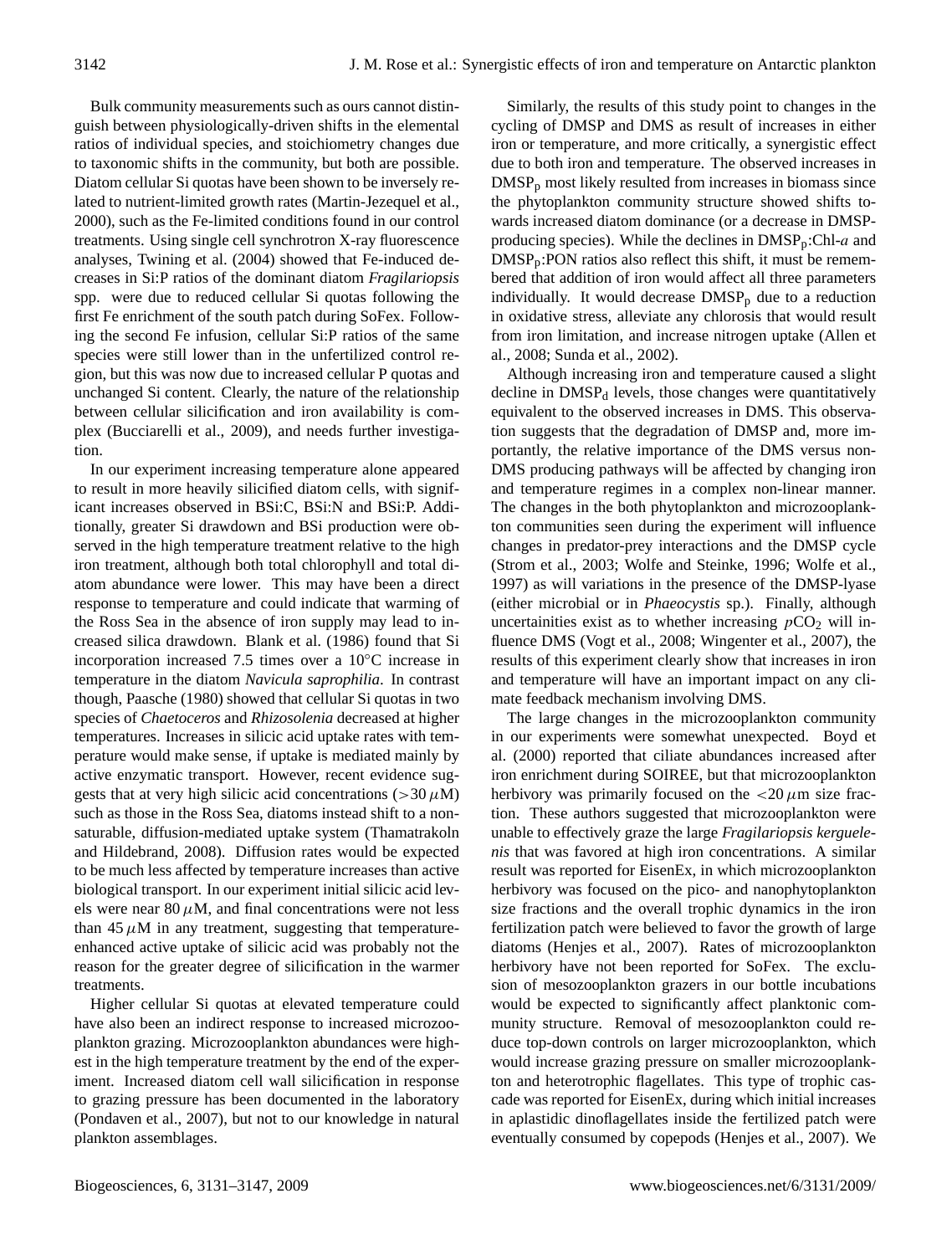Bulk community measurements such as ours cannot distinguish between physiologically-driven shifts in the elemental ratios of individual species, and stoichiometry changes due to taxonomic shifts in the community, but both are possible. Diatom cellular Si quotas have been shown to be inversely related to nutrient-limited growth rates (Martin-Jezequel et al., 2000), such as the Fe-limited conditions found in our control treatments. Using single cell synchrotron X-ray fluorescence analyses, Twining et al. (2004) showed that Fe-induced decreases in Si:P ratios of the dominant diatom *Fragilariopsis* spp. were due to reduced cellular Si quotas following the first Fe enrichment of the south patch during SoFex. Following the second Fe infusion, cellular Si:P ratios of the same species were still lower than in the unfertilized control region, but this was now due to increased cellular P quotas and unchanged Si content. Clearly, the nature of the relationship between cellular silicification and iron availability is complex (Bucciarelli et al., 2009), and needs further investigation.

In our experiment increasing temperature alone appeared to result in more heavily silicified diatom cells, with significant increases observed in BSi:C, BSi:N and BSi:P. Additionally, greater Si drawdown and BSi production were observed in the high temperature treatment relative to the high iron treatment, although both total chlorophyll and total diatom abundance were lower. This may have been a direct response to temperature and could indicate that warming of the Ross Sea in the absence of iron supply may lead to increased silica drawdown. Blank et al. (1986) found that Si incorporation increased 7.5 times over a 10°C increase in temperature in the diatom *Navicula saprophilia*. In contrast though, Paasche (1980) showed that cellular Si quotas in two species of *Chaetoceros* and *Rhizosolenia* decreased at higher temperatures. Increases in silicic acid uptake rates with temperature would make sense, if uptake is mediated mainly by active enzymatic transport. However, recent evidence suggests that at very high silicic acid concentrations ($>30\,\mu$M) such as those in the Ross Sea, diatoms instead shift to a non-saturable, diffusion-mediated uptake system (Thamatrakoln and Hildebrand, 2008). Diffusion rates would be expected to be much less affected by temperature increases than active biological transport. In our experiment initial silicic acid levels were near $80\,\mu$M, and final concentrations were not less than $45\,\mu$M in any treatment, suggesting that temperature-enhanced active uptake of silicic acid was probably not the reason for the greater degree of silicification in the warmer treatments.

Higher cellular Si quotas at elevated temperature could have also been an indirect response to increased microzooplankton grazing. Microzooplankton abundances were highest in the high temperature treatment by the end of the experiment. Increased diatom cell wall silicification in response to grazing pressure has been documented in the laboratory (Pondaven et al., 2007), but not to our knowledge in natural plankton assemblages.

Similarly, the results of this study point to changes in the cycling of DMSP and DMS as result of increases in either iron or temperature, and more critically, a synergistic effect due to both iron and temperature. The observed increases in $DMSP_p$ most likely resulted from increases in biomass since the phytoplankton community structure showed shifts towards increased diatom dominance (or a decrease in DMSP-producing species). While the declines in $DMSP_p$:Chl-*a* and $DMSP_p$:PON ratios also reflect this shift, it must be remembered that addition of iron would affect all three parameters individually. It would decrease $DMSP_p$ due to a reduction in oxidative stress, alleviate any chlorosis that would result from iron limitation, and increase nitrogen uptake (Allen et al., 2008; Sunda et al., 2002).

Although increasing iron and temperature caused a slight decline in $DMSP_d$ levels, those changes were quantitatively equivalent to the observed increases in DMS. This observation suggests that the degradation of DMSP and, more importantly, the relative importance of the DMS versus non-DMS producing pathways will be affected by changing iron and temperature regimes in a complex non-linear manner. The changes in the both phytoplankton and microzooplankton communities seen during the experiment will influence changes in predator-prey interactions and the DMSP cycle (Strom et al., 2003; Wolfe and Steinke, 1996; Wolfe et al., 1997) as will variations in the presence of the DMSP-lyase (either microbial or in *Phaeocystis* sp.). Finally, although uncertainities exist as to whether increasing $p\mathrm{CO_2}$ will influence DMS (Vogt et al., 2008; Wingenter et al., 2007), the results of this experiment clearly show that increases in iron and temperature will have an important impact on any climate feedback mechanism involving DMS.

The large changes in the microzooplankton community in our experiments were somewhat unexpected. Boyd et al. (2000) reported that ciliate abundances increased after iron enrichment during SOIREE, but that microzooplankton herbivory was primarily focused on the $<20\,\mu$m size fraction. These authors suggested that microzooplankton were unable to effectively graze the large *Fragilariopsis kerguelenis* that was favored at high iron concentrations. A similar result was reported for EisenEx, in which microzooplankton herbivory was focused on the pico- and nanophytoplankton size fractions and the overall trophic dynamics in the iron fertilization patch were believed to favor the growth of large diatoms (Henjes et al., 2007). Rates of microzooplankton herbivory have not been reported for SoFex. The exclusion of mesozooplankton grazers in our bottle incubations would be expected to significantly affect planktonic community structure. Removal of mesozooplankton could reduce top-down controls on larger microzooplankton, which would increase grazing pressure on smaller microzooplankton and heterotrophic flagellates. This type of trophic cascade was reported for EisenEx, during which initial increases in aplastidic dinoflagellates inside the fertilized patch were eventually consumed by copepods (Henjes et al., 2007). We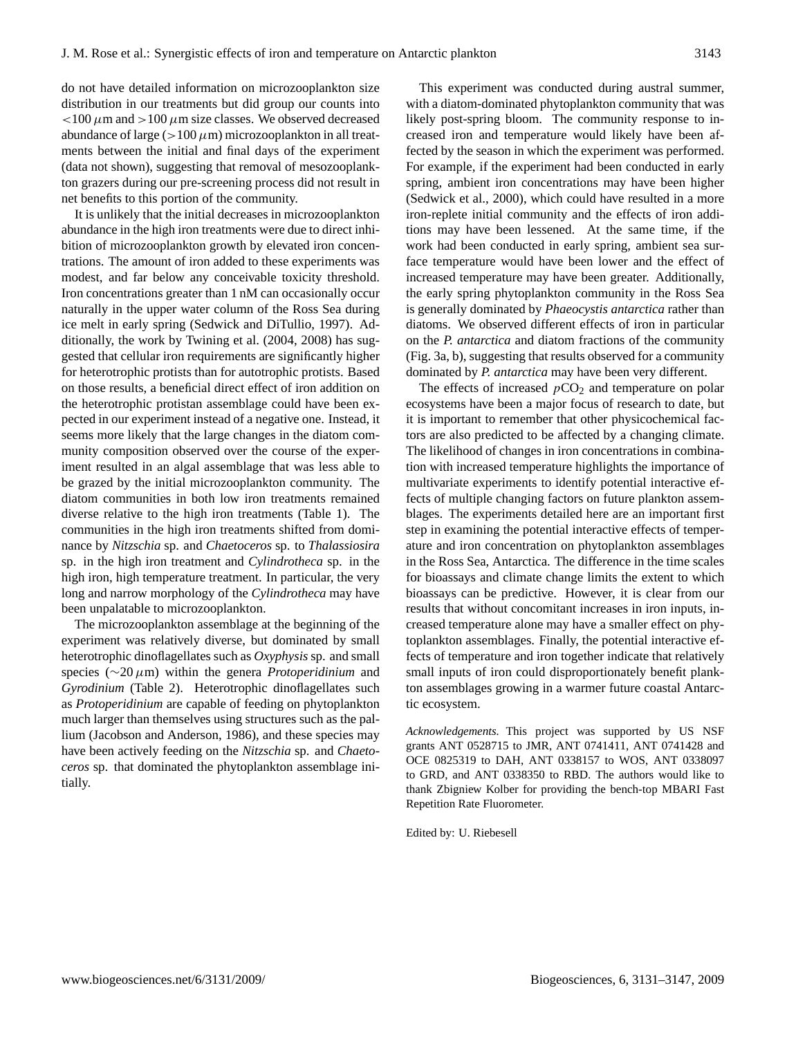do not have detailed information on microzooplankton size distribution in our treatments but did group our counts into $<100\,\mu$m and $>100\,\mu$m size classes. We observed decreased abundance of large ($>100\,\mu$m) microzooplankton in all treatments between the initial and final days of the experiment (data not shown), suggesting that removal of mesozooplankton grazers during our pre-screening process did not result in net benefits to this portion of the community.

It is unlikely that the initial decreases in microzooplankton abundance in the high iron treatments were due to direct inhibition of microzooplankton growth by elevated iron concentrations. The amount of iron added to these experiments was modest, and far below any conceivable toxicity threshold. Iron concentrations greater than 1 nM can occasionally occur naturally in the upper water column of the Ross Sea during ice melt in early spring (Sedwick and DiTullio, 1997). Additionally, the work by Twining et al. (2004, 2008) has suggested that cellular iron requirements are significantly higher for heterotrophic protists than for autotrophic protists. Based on those results, a beneficial direct effect of iron addition on the heterotrophic protistan assemblage could have been expected in our experiment instead of a negative one. Instead, it seems more likely that the large changes in the diatom community composition observed over the course of the experiment resulted in an algal assemblage that was less able to be grazed by the initial microzooplankton community. The diatom communities in both low iron treatments remained diverse relative to the high iron treatments (Table 1). The communities in the high iron treatments shifted from dominance by *Nitzschia* sp. and *Chaetoceros* sp. to *Thalassiosira* sp. in the high iron treatment and *Cylindrotheca* sp. in the high iron, high temperature treatment. In particular, the very long and narrow morphology of the *Cylindrotheca* may have been unpalatable to microzooplankton.

The microzooplankton assemblage at the beginning of the experiment was relatively diverse, but dominated by small heterotrophic dinoflagellates such as *Oxyphysis* sp. and small species ($\sim$20 $\mu$m) within the genera *Protoperidinium* and *Gyrodinium* (Table 2). Heterotrophic dinoflagellates such as *Protoperidinium* are capable of feeding on phytoplankton much larger than themselves using structures such as the pallium (Jacobson and Anderson, 1986), and these species may have been actively feeding on the *Nitzschia* sp. and *Chaetoceros* sp. that dominated the phytoplankton assemblage initially.

This experiment was conducted during austral summer, with a diatom-dominated phytoplankton community that was likely post-spring bloom. The community response to increased iron and temperature would likely have been affected by the season in which the experiment was performed. For example, if the experiment had been conducted in early spring, ambient iron concentrations may have been higher (Sedwick et al., 2000), which could have resulted in a more iron-replete initial community and the effects of iron additions may have been lessened. At the same time, if the work had been conducted in early spring, ambient sea surface temperature would have been lower and the effect of increased temperature may have been greater. Additionally, the early spring phytoplankton community in the Ross Sea is generally dominated by *Phaeocystis antarctica* rather than diatoms. We observed different effects of iron in particular on the *P. antarctica* and diatom fractions of the community (Fig. 3a, b), suggesting that results observed for a community dominated by *P. antarctica* may have been very different.

The effects of increased $p\text{CO}_2$ and temperature on polar ecosystems have been a major focus of research to date, but it is important to remember that other physicochemical factors are also predicted to be affected by a changing climate. The likelihood of changes in iron concentrations in combination with increased temperature highlights the importance of multivariate experiments to identify potential interactive effects of multiple changing factors on future plankton assemblages. The experiments detailed here are an important first step in examining the potential interactive effects of temperature and iron concentration on phytoplankton assemblages in the Ross Sea, Antarctica. The difference in the time scales for bioassays and climate change limits the extent to which bioassays can be predictive. However, it is clear from our results that without concomitant increases in iron inputs, increased temperature alone may have a smaller effect on phytoplankton assemblages. Finally, the potential interactive effects of temperature and iron together indicate that relatively small inputs of iron could disproportionately benefit plankton assemblages growing in a warmer future coastal Antarctic ecosystem.

*Acknowledgements.* This project was supported by US NSF grants ANT 0528715 to JMR, ANT 0741411, ANT 0741428 and OCE 0825319 to DAH, ANT 0338157 to WOS, ANT 0338097 to GRD, and ANT 0338350 to RBD. The authors would like to thank Zbigniew Kolber for providing the bench-top MBARI Fast Repetition Rate Fluorometer.

Edited by: U. Riebesell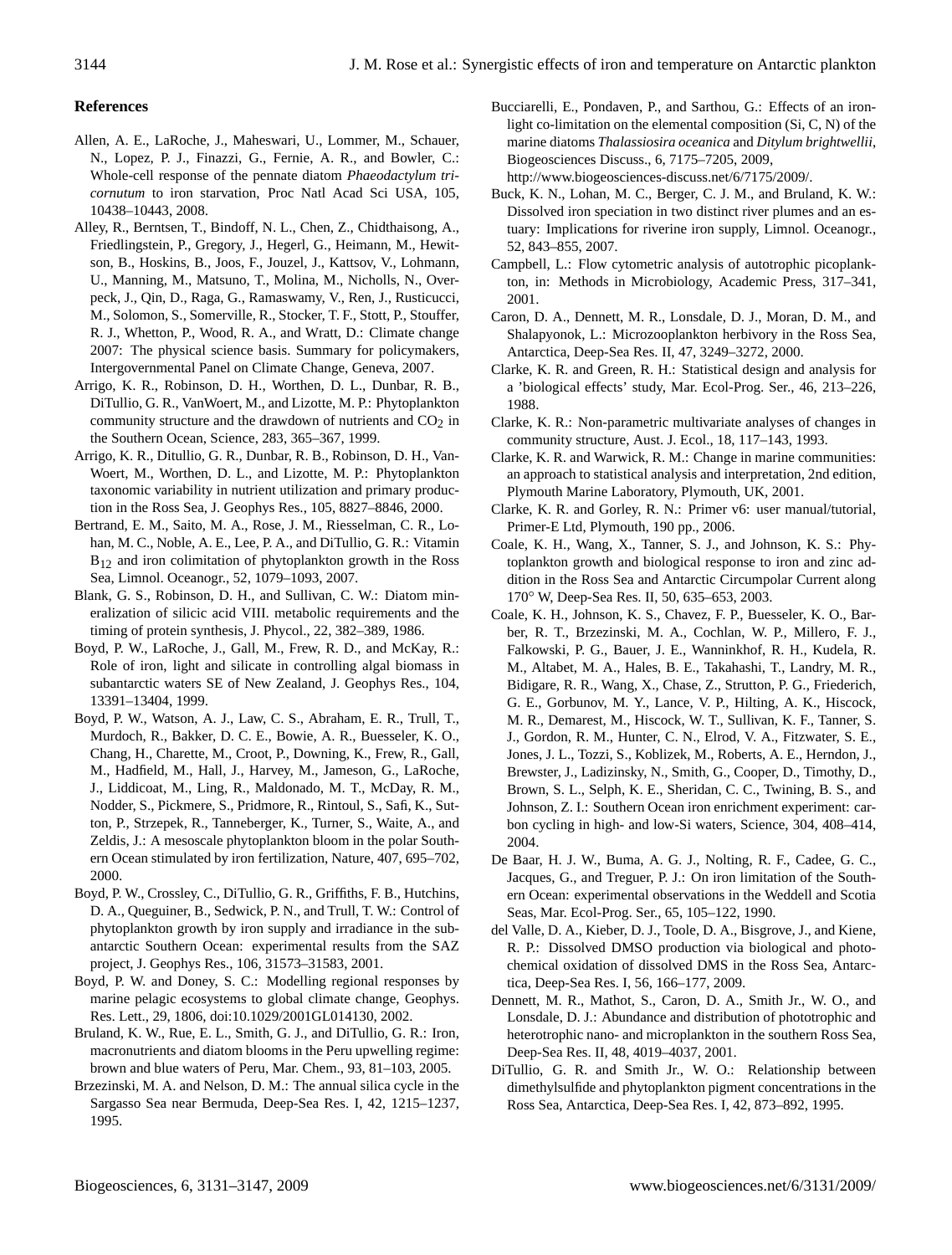## References

Allen, A. E., LaRoche, J., Maheswari, U., Lommer, M., Schauer, N., Lopez, P. J., Finazzi, G., Fernie, A. R., and Bowler, C.: Whole-cell response of the pennate diatom *Phaeodactylum tricornutum* to iron starvation, Proc Natl Acad Sci USA, 105, 10438–10443, 2008.

Alley, R., Berntsen, T., Bindoff, N. L., Chen, Z., Chidthaisong, A., Friedlingstein, P., Gregory, J., Hegerl, G., Heimann, M., Hewitson, B., Hoskins, B., Joos, F., Jouzel, J., Kattsov, V., Lohmann, U., Manning, M., Matsuno, T., Molina, M., Nicholls, N., Overpeck, J., Qin, D., Raga, G., Ramaswamy, V., Ren, J., Rusticucci, M., Solomon, S., Somerville, R., Stocker, T. F., Stott, P., Stouffer, R. J., Whetton, P., Wood, R. A., and Wratt, D.: Climate change 2007: The physical science basis. Summary for policymakers, Intergovernmental Panel on Climate Change, Geneva, 2007.

Arrigo, K. R., Robinson, D. H., Worthen, D. L., Dunbar, R. B., DiTullio, G. R., VanWoert, M., and Lizotte, M. P.: Phytoplankton community structure and the drawdown of nutrients and $CO_2$ in the Southern Ocean, Science, 283, 365–367, 1999.

Arrigo, K. R., Ditullio, G. R., Dunbar, R. B., Robinson, D. H., VanWoert, M., Worthen, D. L., and Lizotte, M. P.: Phytoplankton taxonomic variability in nutrient utilization and primary production in the Ross Sea, J. Geophys Res., 105, 8827–8846, 2000.

Bertrand, E. M., Saito, M. A., Rose, J. M., Riesselman, C. R., Lohan, M. C., Noble, A. E., Lee, P. A., and DiTullio, G. R.: Vitamin $B_{12}$ and iron colimitation of phytoplankton growth in the Ross Sea, Limnol. Oceanogr., 52, 1079–1093, 2007.

Blank, G. S., Robinson, D. H., and Sullivan, C. W.: Diatom mineralization of silicic acid VIII. metabolic requirements and the timing of protein synthesis, J. Phycol., 22, 382–389, 1986.

Boyd, P. W., LaRoche, J., Gall, M., Frew, R. D., and McKay, R.: Role of iron, light and silicate in controlling algal biomass in subantarctic waters SE of New Zealand, J. Geophys Res., 104, 13391–13404, 1999.

Boyd, P. W., Watson, A. J., Law, C. S., Abraham, E. R., Trull, T., Murdoch, R., Bakker, D. C. E., Bowie, A. R., Buesseler, K. O., Chang, H., Charette, M., Croot, P., Downing, K., Frew, R., Gall, M., Hadfield, M., Hall, J., Harvey, M., Jameson, G., LaRoche, J., Liddicoat, M., Ling, R., Maldonado, M. T., McDay, R. M., Nodder, S., Pickmere, S., Pridmore, R., Rintoul, S., Safi, K., Sutton, P., Strzepek, R., Tanneberger, K., Turner, S., Waite, A., and Zeldis, J.: A mesoscale phytoplankton bloom in the polar Southern Ocean stimulated by iron fertilization, Nature, 407, 695–702, 2000.

Boyd, P. W., Crossley, C., DiTullio, G. R., Griffiths, F. B., Hutchins, D. A., Queguiner, B., Sedwick, P. N., and Trull, T. W.: Control of phytoplankton growth by iron supply and irradiance in the subantarctic Southern Ocean: experimental results from the SAZ project, J. Geophys Res., 106, 31573–31583, 2001.

Boyd, P. W. and Doney, S. C.: Modelling regional responses by marine pelagic ecosystems to global climate change, Geophys. Res. Lett., 29, 1806, doi:10.1029/2001GL014130, 2002.

Bruland, K. W., Rue, E. L., Smith, G. J., and DiTullio, G. R.: Iron, macronutrients and diatom blooms in the Peru upwelling regime: brown and blue waters of Peru, Mar. Chem., 93, 81–103, 2005.

Brzezinski, M. A. and Nelson, D. M.: The annual silica cycle in the Sargasso Sea near Bermuda, Deep-Sea Res. I, 42, 1215–1237, 1995.

Bucciarelli, E., Pondaven, P., and Sarthou, G.: Effects of an iron-light co-limitation on the elemental composition (Si, C, N) of the marine diatoms *Thalassiosira oceanica* and *Ditylum brightwellii*, Biogeosciences Discuss., 6, 7175–7205, 2009, http://www.biogeosciences-discuss.net/6/7175/2009/.

Buck, K. N., Lohan, M. C., Berger, C. J. M., and Bruland, K. W.: Dissolved iron speciation in two distinct river plumes and an estuary: Implications for riverine iron supply, Limnol. Oceanogr., 52, 843–855, 2007.

Campbell, L.: Flow cytometric analysis of autotrophic picoplankton, in: Methods in Microbiology, Academic Press, 317–341, 2001.

Caron, D. A., Dennett, M. R., Lonsdale, D. J., Moran, D. M., and Shalapyonok, L.: Microzooplankton herbivory in the Ross Sea, Antarctica, Deep-Sea Res. II, 47, 3249–3272, 2000.

Clarke, K. R. and Green, R. H.: Statistical design and analysis for a 'biological effects' study, Mar. Ecol-Prog. Ser., 46, 213–226, 1988.

Clarke, K. R.: Non-parametric multivariate analyses of changes in community structure, Aust. J. Ecol., 18, 117–143, 1993.

Clarke, K. R. and Warwick, R. M.: Change in marine communities: an approach to statistical analysis and interpretation, 2nd edition, Plymouth Marine Laboratory, Plymouth, UK, 2001.

Clarke, K. R. and Gorley, R. N.: Primer v6: user manual/tutorial, Primer-E Ltd, Plymouth, 190 pp., 2006.

Coale, K. H., Wang, X., Tanner, S. J., and Johnson, K. S.: Phytoplankton growth and biological response to iron and zinc addition in the Ross Sea and Antarctic Circumpolar Current along 170° W, Deep-Sea Res. II, 50, 635–653, 2003.

Coale, K. H., Johnson, K. S., Chavez, F. P., Buesseler, K. O., Barber, R. T., Brzezinski, M. A., Cochlan, W. P., Millero, F. J., Falkowski, P. G., Bauer, J. E., Wanninkhof, R. H., Kudela, R. M., Altabet, M. A., Hales, B. E., Takahashi, T., Landry, M. R., Bidigare, R. R., Wang, X., Chase, Z., Strutton, P. G., Friederich, G. E., Gorbunov, M. Y., Lance, V. P., Hilting, A. K., Hiscock, M. R., Demarest, M., Hiscock, W. T., Sullivan, K. F., Tanner, S. J., Gordon, R. M., Hunter, C. N., Elrod, V. A., Fitzwater, S. E., Jones, J. L., Tozzi, S., Koblizek, M., Roberts, A. E., Herndon, J., Brewster, J., Ladizinsky, N., Smith, G., Cooper, D., Timothy, D., Brown, S. L., Selph, K. E., Sheridan, C. C., Twining, B. S., and Johnson, Z. I.: Southern Ocean iron enrichment experiment: carbon cycling in high- and low-Si waters, Science, 304, 408–414, 2004.

De Baar, H. J. W., Buma, A. G. J., Nolting, R. F., Cadee, G. C., Jacques, G., and Treguer, P. J.: On iron limitation of the Southern Ocean: experimental observations in the Weddell and Scotia Seas, Mar. Ecol-Prog. Ser., 65, 105–122, 1990.

del Valle, D. A., Kieber, D. J., Toole, D. A., Bisgrove, J., and Kiene, R. P.: Dissolved DMSO production via biological and photochemical oxidation of dissolved DMS in the Ross Sea, Antarctica, Deep-Sea Res. I, 56, 166–177, 2009.

Dennett, M. R., Mathot, S., Caron, D. A., Smith Jr., W. O., and Lonsdale, D. J.: Abundance and distribution of phototrophic and heterotrophic nano- and microplankton in the southern Ross Sea, Deep-Sea Res. II, 48, 4019–4037, 2001.

DiTullio, G. R. and Smith Jr., W. O.: Relationship between dimethylsulfide and phytoplankton pigment concentrations in the Ross Sea, Antarctica, Deep-Sea Res. I, 42, 873–892, 1995.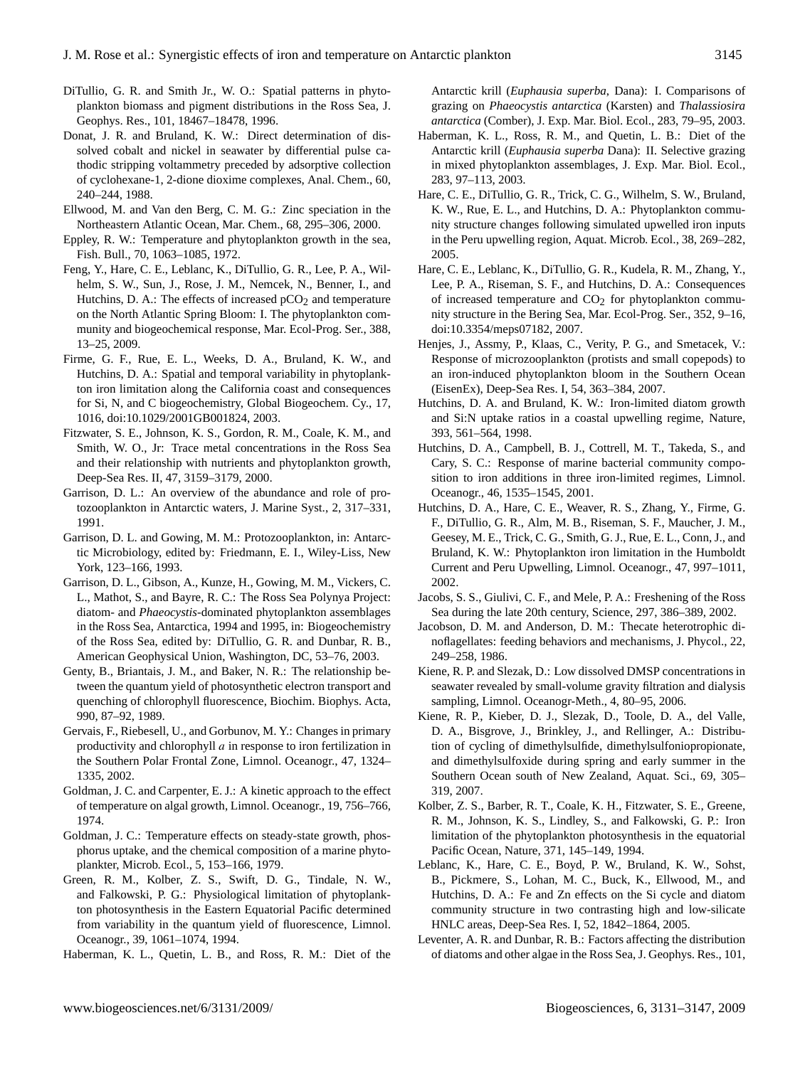DiTullio, G. R. and Smith Jr., W. O.: Spatial patterns in phytoplankton biomass and pigment distributions in the Ross Sea, J. Geophys. Res., 101, 18467–18478, 1996.

Donat, J. R. and Bruland, K. W.: Direct determination of dissolved cobalt and nickel in seawater by differential pulse cathodic stripping voltammetry preceded by adsorptive collection of cyclohexane-1, 2-dione dioxime complexes, Anal. Chem., 60, 240–244, 1988.

Ellwood, M. and Van den Berg, C. M. G.: Zinc speciation in the Northeastern Atlantic Ocean, Mar. Chem., 68, 295–306, 2000.

Eppley, R. W.: Temperature and phytoplankton growth in the sea, Fish. Bull., 70, 1063–1085, 1972.

Feng, Y., Hare, C. E., Leblanc, K., DiTullio, G. R., Lee, P. A., Wilhelm, S. W., Sun, J., Rose, J. M., Nemcek, N., Benner, I., and Hutchins, D. A.: The effects of increased $pCO_2$ and temperature on the North Atlantic Spring Bloom: I. The phytoplankton community and biogeochemical response, Mar. Ecol-Prog. Ser., 388, 13–25, 2009.

Firme, G. F., Rue, E. L., Weeks, D. A., Bruland, K. W., and Hutchins, D. A.: Spatial and temporal variability in phytoplankton iron limitation along the California coast and consequences for Si, N, and C biogeochemistry, Global Biogeochem. Cy., 17, 1016, doi:10.1029/2001GB001824, 2003.

Fitzwater, S. E., Johnson, K. S., Gordon, R. M., Coale, K. M., and Smith, W. O., Jr: Trace metal concentrations in the Ross Sea and their relationship with nutrients and phytoplankton growth, Deep-Sea Res. II, 47, 3159–3179, 2000.

Garrison, D. L.: An overview of the abundance and role of protozooplankton in Antarctic waters, J. Marine Syst., 2, 317–331, 1991.

Garrison, D. L. and Gowing, M. M.: Protozooplankton, in: Antarctic Microbiology, edited by: Friedmann, E. I., Wiley-Liss, New York, 123–166, 1993.

Garrison, D. L., Gibson, A., Kunze, H., Gowing, M. M., Vickers, C. L., Mathot, S., and Bayre, R. C.: The Ross Sea Polynya Project: diatom- and *Phaeocystis*-dominated phytoplankton assemblages in the Ross Sea, Antarctica, 1994 and 1995, in: Biogeochemistry of the Ross Sea, edited by: DiTullio, G. R. and Dunbar, R. B., American Geophysical Union, Washington, DC, 53–76, 2003.

Genty, B., Briantais, J. M., and Baker, N. R.: The relationship between the quantum yield of photosynthetic electron transport and quenching of chlorophyll fluorescence, Biochim. Biophys. Acta, 990, 87–92, 1989.

Gervais, F., Riebesell, U., and Gorbunov, M. Y.: Changes in primary productivity and chlorophyll *a* in response to iron fertilization in the Southern Polar Frontal Zone, Limnol. Oceanogr., 47, 1324–1335, 2002.

Goldman, J. C. and Carpenter, E. J.: A kinetic approach to the effect of temperature on algal growth, Limnol. Oceanogr., 19, 756–766, 1974.

Goldman, J. C.: Temperature effects on steady-state growth, phosphorus uptake, and the chemical composition of a marine phytoplankter, Microb. Ecol., 5, 153–166, 1979.

Green, R. M., Kolber, Z. S., Swift, D. G., Tindale, N. W., and Falkowski, P. G.: Physiological limitation of phytoplankton photosynthesis in the Eastern Equatorial Pacific determined from variability in the quantum yield of fluorescence, Limnol. Oceanogr., 39, 1061–1074, 1994.

Haberman, K. L., Quetin, L. B., and Ross, R. M.: Diet of the Antarctic krill (*Euphausia superba*, Dana): I. Comparisons of grazing on *Phaeocystis antarctica* (Karsten) and *Thalassiosira antarctica* (Comber), J. Exp. Mar. Biol. Ecol., 283, 79–95, 2003.

Haberman, K. L., Ross, R. M., and Quetin, L. B.: Diet of the Antarctic krill (*Euphausia superba* Dana): II. Selective grazing in mixed phytoplankton assemblages, J. Exp. Mar. Biol. Ecol., 283, 97–113, 2003.

Hare, C. E., DiTullio, G. R., Trick, C. G., Wilhelm, S. W., Bruland, K. W., Rue, E. L., and Hutchins, D. A.: Phytoplankton community structure changes following simulated upwelled iron inputs in the Peru upwelling region, Aquat. Microb. Ecol., 38, 269–282, 2005.

Hare, C. E., Leblanc, K., DiTullio, G. R., Kudela, R. M., Zhang, Y., Lee, P. A., Riseman, S. F., and Hutchins, D. A.: Consequences of increased temperature and $CO_2$ for phytoplankton community structure in the Bering Sea, Mar. Ecol-Prog. Ser., 352, 9–16, doi:10.3354/meps07182, 2007.

Henjes, J., Assmy, P., Klaas, C., Verity, P. G., and Smetacek, V.: Response of microzooplankton (protists and small copepods) to an iron-induced phytoplankton bloom in the Southern Ocean (EisenEx), Deep-Sea Res. I, 54, 363–384, 2007.

Hutchins, D. A. and Bruland, K. W.: Iron-limited diatom growth and Si:N uptake ratios in a coastal upwelling regime, Nature, 393, 561–564, 1998.

Hutchins, D. A., Campbell, B. J., Cottrell, M. T., Takeda, S., and Cary, S. C.: Response of marine bacterial community composition to iron additions in three iron-limited regimes, Limnol. Oceanogr., 46, 1535–1545, 2001.

Hutchins, D. A., Hare, C. E., Weaver, R. S., Zhang, Y., Firme, G. F., DiTullio, G. R., Alm, M. B., Riseman, S. F., Maucher, J. M., Geesey, M. E., Trick, C. G., Smith, G. J., Rue, E. L., Conn, J., and Bruland, K. W.: Phytoplankton iron limitation in the Humboldt Current and Peru Upwelling, Limnol. Oceanogr., 47, 997–1011, 2002.

Jacobs, S. S., Giulivi, C. F., and Mele, P. A.: Freshening of the Ross Sea during the late 20th century, Science, 297, 386–389, 2002.

Jacobson, D. M. and Anderson, D. M.: Thecate heterotrophic dinoflagellates: feeding behaviors and mechanisms, J. Phycol., 22, 249–258, 1986.

Kiene, R. P. and Slezak, D.: Low dissolved DMSP concentrations in seawater revealed by small-volume gravity filtration and dialysis sampling, Limnol. Oceanogr-Meth., 4, 80–95, 2006.

Kiene, R. P., Kieber, D. J., Slezak, D., Toole, D. A., del Valle, D. A., Bisgrove, J., Brinkley, J., and Rellinger, A.: Distribution of cycling of dimethylsulfide, dimethylsulfoniopropionate, and dimethylsulfoxide during spring and early summer in the Southern Ocean south of New Zealand, Aquat. Sci., 69, 305–319, 2007.

Kolber, Z. S., Barber, R. T., Coale, K. H., Fitzwater, S. E., Greene, R. M., Johnson, K. S., Lindley, S., and Falkowski, G. P.: Iron limitation of the phytoplankton photosynthesis in the equatorial Pacific Ocean, Nature, 371, 145–149, 1994.

Leblanc, K., Hare, C. E., Boyd, P. W., Bruland, K. W., Sohst, B., Pickmere, S., Lohan, M. C., Buck, K., Ellwood, M., and Hutchins, D. A.: Fe and Zn effects on the Si cycle and diatom community structure in two contrasting high and low-silicate HNLC areas, Deep-Sea Res. I, 52, 1842–1864, 2005.

Leventer, A. R. and Dunbar, R. B.: Factors affecting the distribution of diatoms and other algae in the Ross Sea, J. Geophys. Res., 101,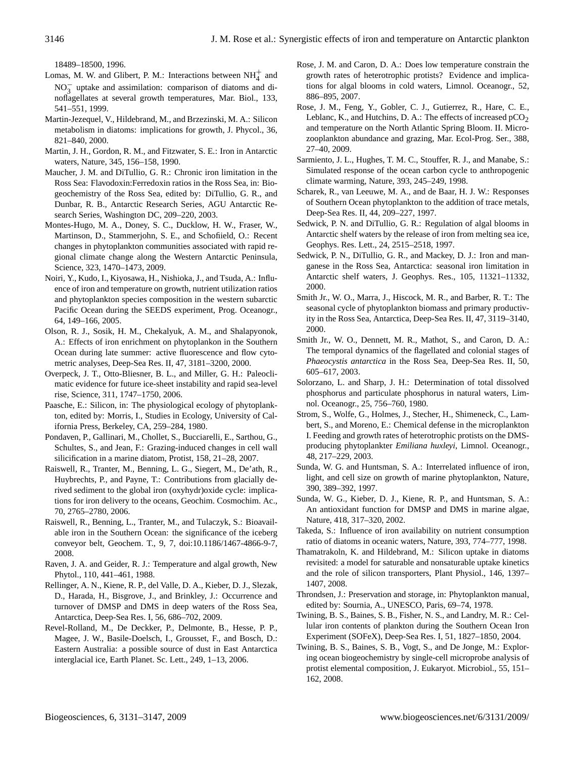18489–18500, 1996.

Lomas, M. W. and Glibert, P. M.: Interactions between $NH_4^+$ and $NO_3^-$ uptake and assimilation: comparison of diatoms and dinoflagellates at several growth temperatures, Mar. Biol., 133, 541–551, 1999.

Martin-Jezequel, V., Hildebrand, M., and Brzezinski, M. A.: Silicon metabolism in diatoms: implications for growth, J. Phycol., 36, 821–840, 2000.

Martin, J. H., Gordon, R. M., and Fitzwater, S. E.: Iron in Antarctic waters, Nature, 345, 156–158, 1990.

Maucher, J. M. and DiTullio, G. R.: Chronic iron limitation in the Ross Sea: Flavodoxin:Ferredoxin ratios in the Ross Sea, in: Biogeochemistry of the Ross Sea, edited by: DiTullio, G. R., and Dunbar, R. B., Antarctic Research Series, AGU Antarctic Research Series, Washington DC, 209–220, 2003.

Montes-Hugo, M. A., Doney, S. C., Ducklow, H. W., Fraser, W., Martinson, D., Stammerjohn, S. E., and Schofield, O.: Recent changes in phytoplankton communities associated with rapid regional climate change along the Western Antarctic Peninsula, Science, 323, 1470–1473, 2009.

Noiri, Y., Kudo, I., Kiyosawa, H., Nishioka, J., and Tsuda, A.: Influence of iron and temperature on growth, nutrient utilization ratios and phytoplankton species composition in the western subarctic Pacific Ocean during the SEEDS experiment, Prog. Oceanogr., 64, 149–166, 2005.

Olson, R. J., Sosik, H. M., Chekalyuk, A. M., and Shalapyonok, A.: Effects of iron enrichment on phytoplankon in the Southern Ocean during late summer: active fluorescence and flow cytometric analyses, Deep-Sea Res. II, 47, 3181–3200, 2000.

Overpeck, J. T., Otto-Bliesner, B. L., and Miller, G. H.: Paleoclimatic evidence for future ice-sheet instability and rapid sea-level rise, Science, 311, 1747–1750, 2006.

Paasche, E.: Silicon, in: The physiological ecology of phytoplankton, edited by: Morris, I., Studies in Ecology, University of California Press, Berkeley, CA, 259–284, 1980.

Pondaven, P., Gallinari, M., Chollet, S., Bucciarelli, E., Sarthou, G., Schultes, S., and Jean, F.: Grazing-induced changes in cell wall silicification in a marine diatom, Protist, 158, 21–28, 2007.

Raiswell, R., Tranter, M., Benning, L. G., Siegert, M., De'ath, R., Huybrechts, P., and Payne, T.: Contributions from glacially derived sediment to the global iron (oxyhydr)oxide cycle: implications for iron delivery to the oceans, Geochim. Cosmochim. Ac., 70, 2765–2780, 2006.

Raiswell, R., Benning, L., Tranter, M., and Tulaczyk, S.: Bioavailable iron in the Southern Ocean: the significance of the iceberg conveyor belt, Geochem. T., 9, 7, doi:10.1186/1467-4866-9-7, 2008.

Raven, J. A. and Geider, R. J.: Temperature and algal growth, New Phytol., 110, 441–461, 1988.

Rellinger, A. N., Kiene, R. P., del Valle, D. A., Kieber, D. J., Slezak, D., Harada, H., Bisgrove, J., and Brinkley, J.: Occurrence and turnover of DMSP and DMS in deep waters of the Ross Sea, Antarctica, Deep-Sea Res. I, 56, 686–702, 2009.

Revel-Rolland, M., De Deckker, P., Delmonte, B., Hesse, P. P., Magee, J. W., Basile-Doelsch, I., Grousset, F., and Bosch, D.: Eastern Australia: a possible source of dust in East Antarctica interglacial ice, Earth Planet. Sc. Lett., 249, 1–13, 2006.

Rose, J. M. and Caron, D. A.: Does low temperature constrain the growth rates of heterotrophic protists? Evidence and implications for algal blooms in cold waters, Limnol. Oceanogr., 52, 886–895, 2007.

Rose, J. M., Feng, Y., Gobler, C. J., Gutierrez, R., Hare, C. E., Leblanc, K., and Hutchins, D. A.: The effects of increased $pCO_2$ and temperature on the North Atlantic Spring Bloom. II. Microzooplankton abundance and grazing, Mar. Ecol-Prog. Ser., 388, 27–40, 2009.

Sarmiento, J. L., Hughes, T. M. C., Stouffer, R. J., and Manabe, S.: Simulated response of the ocean carbon cycle to anthropogenic climate warming, Nature, 393, 245–249, 1998.

Scharek, R., van Leeuwe, M. A., and de Baar, H. J. W.: Responses of Southern Ocean phytoplankton to the addition of trace metals, Deep-Sea Res. II, 44, 209–227, 1997.

Sedwick, P. N. and DiTullio, G. R.: Regulation of algal blooms in Antarctic shelf waters by the release of iron from melting sea ice, Geophys. Res. Lett., 24, 2515–2518, 1997.

Sedwick, P. N., DiTullio, G. R., and Mackey, D. J.: Iron and manganese in the Ross Sea, Antarctica: seasonal iron limitation in Antarctic shelf waters, J. Geophys. Res., 105, 11321–11332, 2000.

Smith Jr., W. O., Marra, J., Hiscock, M. R., and Barber, R. T.: The seasonal cycle of phytoplankton biomass and primary productivity in the Ross Sea, Antarctica, Deep-Sea Res. II, 47, 3119–3140, 2000.

Smith Jr., W. O., Dennett, M. R., Mathot, S., and Caron, D. A.: The temporal dynamics of the flagellated and colonial stages of *Phaeocystis antarctica* in the Ross Sea, Deep-Sea Res. II, 50, 605–617, 2003.

Solorzano, L. and Sharp, J. H.: Determination of total dissolved phosphorus and particulate phosphorus in natural waters, Limnol. Oceanogr., 25, 756–760, 1980.

Strom, S., Wolfe, G., Holmes, J., Stecher, H., Shimeneck, C., Lambert, S., and Moreno, E.: Chemical defense in the microplankton I. Feeding and growth rates of heterotrophic protists on the DMS-producing phytoplankter *Emiliana huxleyi*, Limnol. Oceanogr., 48, 217–229, 2003.

Sunda, W. G. and Huntsman, S. A.: Interrelated influence of iron, light, and cell size on growth of marine phytoplankton, Nature, 390, 389–392, 1997.

Sunda, W. G., Kieber, D. J., Kiene, R. P., and Huntsman, S. A.: An antioxidant function for DMSP and DMS in marine algae, Nature, 418, 317–320, 2002.

Takeda, S.: Influence of iron availability on nutrient consumption ratio of diatoms in oceanic waters, Nature, 393, 774–777, 1998.

Thamatrakoln, K. and Hildebrand, M.: Silicon uptake in diatoms revisited: a model for saturable and nonsaturable uptake kinetics and the role of silicon transporters, Plant Physiol., 146, 1397–1407, 2008.

Throndsen, J.: Preservation and storage, in: Phytoplankton manual, edited by: Sournia, A., UNESCO, Paris, 69–74, 1978.

Twining, B. S., Baines, S. B., Fisher, N. S., and Landry, M. R.: Cellular iron contents of plankton during the Southern Ocean Iron Experiment (SOFeX), Deep-Sea Res. I, 51, 1827–1850, 2004.

Twining, B. S., Baines, S. B., Vogt, S., and De Jonge, M.: Exploring ocean biogeochemistry by single-cell microprobe analysis of protist elemental composition, J. Eukaryot. Microbiol., 55, 151–162, 2008.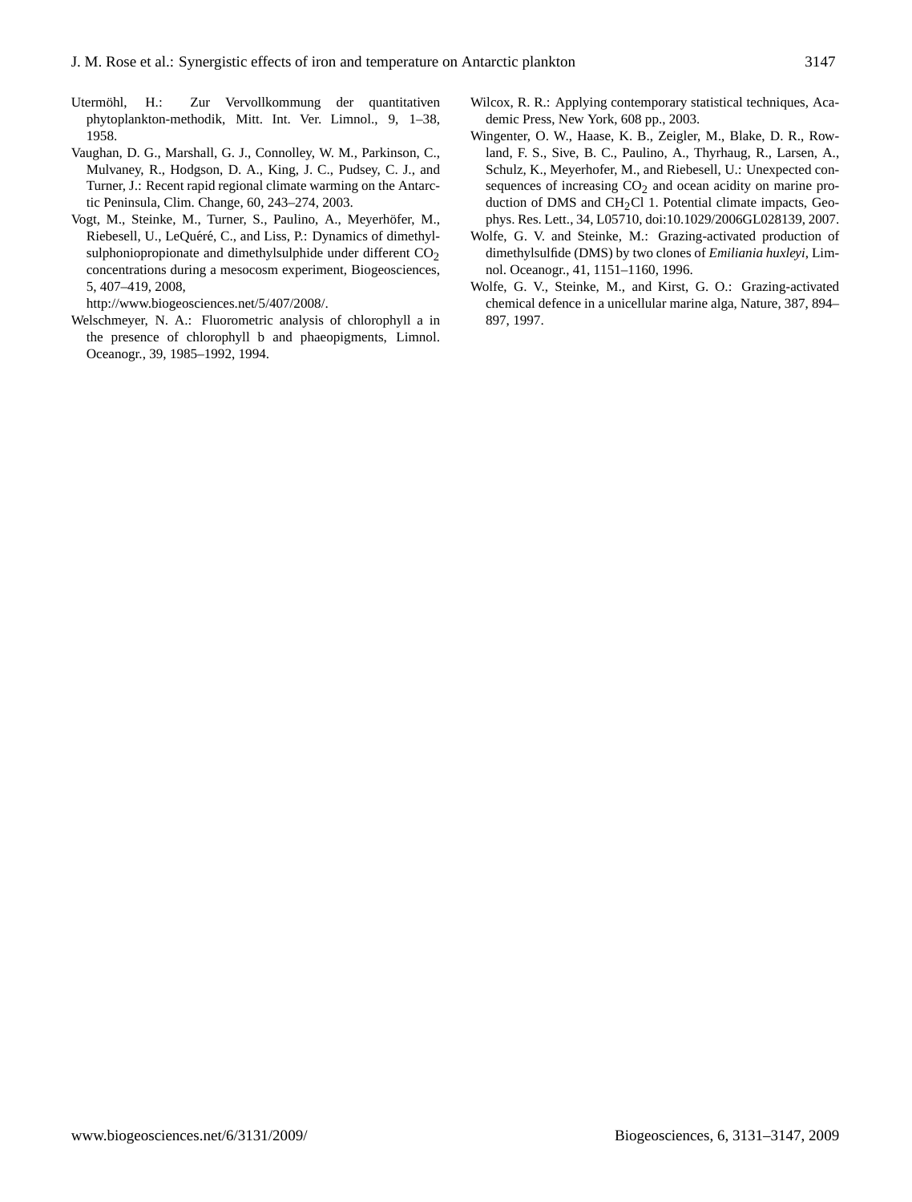Utermöhl, H.: Zur Vervollkommung der quantitativen phytoplankton-methodik, Mitt. Int. Ver. Limnol., 9, 1–38, 1958.

Vaughan, D. G., Marshall, G. J., Connolley, W. M., Parkinson, C., Mulvaney, R., Hodgson, D. A., King, J. C., Pudsey, C. J., and Turner, J.: Recent rapid regional climate warming on the Antarctic Peninsula, Clim. Change, 60, 243–274, 2003.

Vogt, M., Steinke, M., Turner, S., Paulino, A., Meyerhöfer, M., Riebesell, U., LeQuéré, C., and Liss, P.: Dynamics of dimethylsulphoniopropionate and dimethylsulphide under different $CO_2$ concentrations during a mesocosm experiment, Biogeosciences, 5, 407–419, 2008, http://www.biogeosciences.net/5/407/2008/.

Welschmeyer, N. A.: Fluorometric analysis of chlorophyll a in the presence of chlorophyll b and phaeopigments, Limnol. Oceanogr., 39, 1985–1992, 1994.

Wilcox, R. R.: Applying contemporary statistical techniques, Academic Press, New York, 608 pp., 2003.

Wingenter, O. W., Haase, K. B., Zeigler, M., Blake, D. R., Rowland, F. S., Sive, B. C., Paulino, A., Thyrhaug, R., Larsen, A., Schulz, K., Meyerhofer, M., and Riebesell, U.: Unexpected consequences of increasing $CO_2$ and ocean acidity on marine production of DMS and $CH_2Cl$ 1. Potential climate impacts, Geophys. Res. Lett., 34, L05710, doi:10.1029/2006GL028139, 2007.

Wolfe, G. V. and Steinke, M.: Grazing-activated production of dimethylsulfide (DMS) by two clones of *Emiliania huxleyi*, Limnol. Oceanogr., 41, 1151–1160, 1996.

Wolfe, G. V., Steinke, M., and Kirst, G. O.: Grazing-activated chemical defence in a unicellular marine alga, Nature, 387, 894–897, 1997.